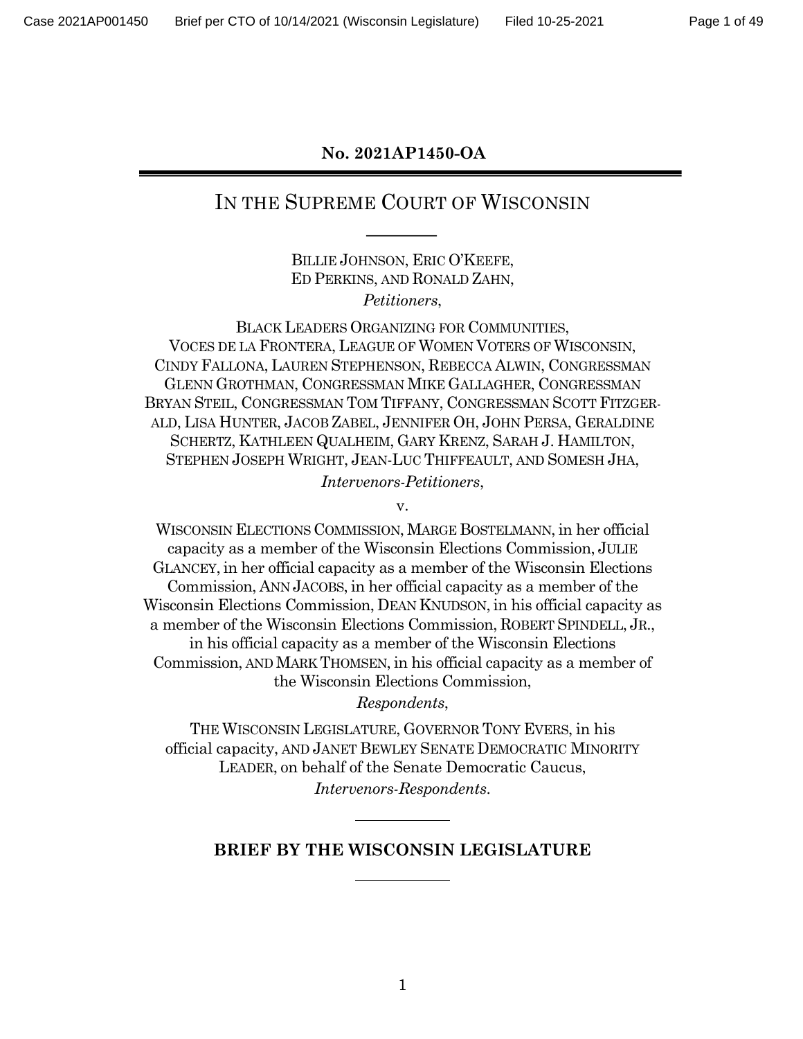**No. 2021AP1450-OA**

# IN THE SUPREME COURT OF WISCONSIN

BILLIE JOHNSON, ERIC O'KEEFE,
ED PERKINS, AND RONALD ZAHN,
*Petitioners*,

BLACK LEADERS ORGANIZING FOR COMMUNITIES,
VOCES DE LA FRONTERA, LEAGUE OF WOMEN VOTERS OF WISCONSIN,
CINDY FALLONA, LAUREN STEPHENSON, REBECCA ALWIN, CONGRESSMAN GLENN GROTHMAN, CONGRESSMAN MIKE GALLAGHER, CONGRESSMAN BRYAN STEIL, CONGRESSMAN TOM TIFFANY, CONGRESSMAN SCOTT FITZGERALD, LISA HUNTER, JACOB ZABEL, JENNIFER OH, JOHN PERSA, GERALDINE SCHERTZ, KATHLEEN QUALHEIM, GARY KRENZ, SARAH J. HAMILTON, STEPHEN JOSEPH WRIGHT, JEAN-LUC THIFFEAULT, AND SOMESH JHA,
*Intervenors-Petitioners*,

v.

WISCONSIN ELECTIONS COMMISSION, MARGE BOSTELMANN, in her official capacity as a member of the Wisconsin Elections Commission, JULIE GLANCEY, in her official capacity as a member of the Wisconsin Elections Commission, ANN JACOBS, in her official capacity as a member of the Wisconsin Elections Commission, DEAN KNUDSON, in his official capacity as a member of the Wisconsin Elections Commission, ROBERT SPINDELL, JR., in his official capacity as a member of the Wisconsin Elections Commission, AND MARK THOMSEN, in his official capacity as a member of the Wisconsin Elections Commission,
*Respondents*,

THE WISCONSIN LEGISLATURE, GOVERNOR TONY EVERS, in his official capacity, AND JANET BEWLEY SENATE DEMOCRATIC MINORITY LEADER, on behalf of the Senate Democratic Caucus,
*Intervenors-Respondents*.

**BRIEF BY THE WISCONSIN LEGISLATURE**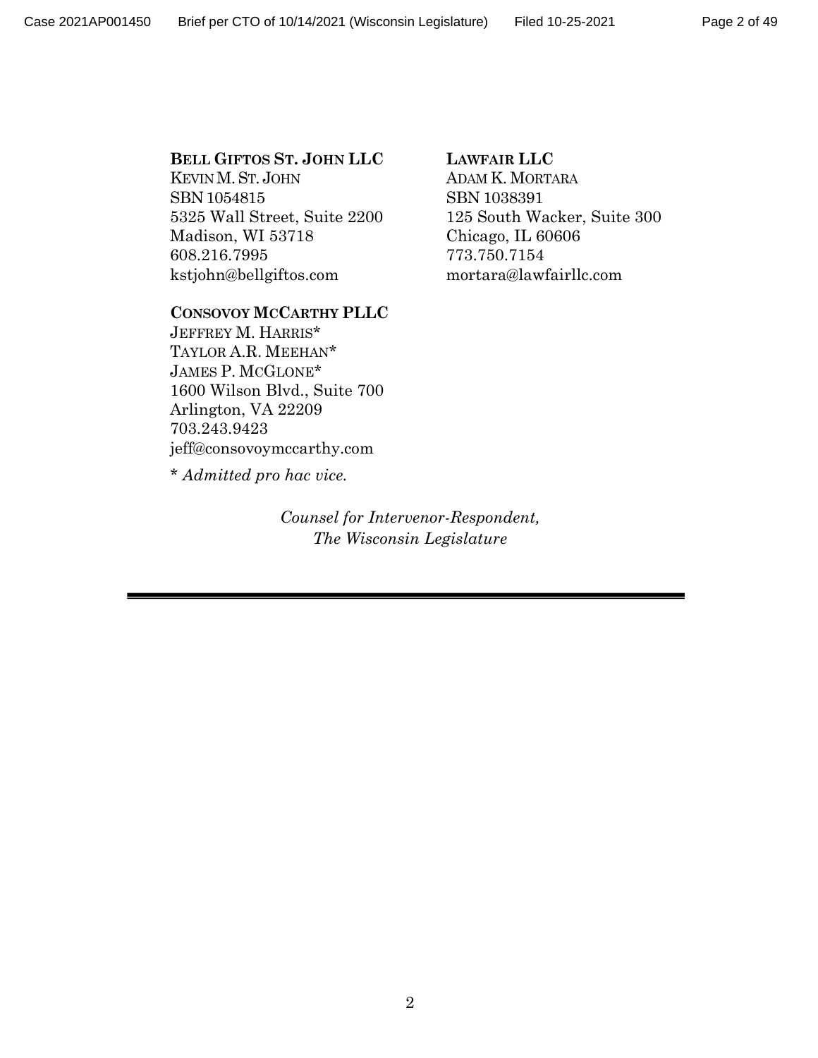**BELL GIFTOS ST. JOHN LLC**
KEVIN M. ST. JOHN
SBN 1054815
5325 Wall Street, Suite 2200
Madison, WI 53718
608.216.7995
kstjohn@bellgiftos.com

**LAWFAIR LLC**
ADAM K. MORTARA
SBN 1038391
125 South Wacker, Suite 300
Chicago, IL 60606
773.750.7154
mortara@lawfairllc.com

**CONSOVOY MCCARTHY PLLC**
JEFFREY M. HARRIS*
TAYLOR A.R. MEEHAN*
JAMES P. MCGLONE*
1600 Wilson Blvd., Suite 700
Arlington, VA 22209
703.243.9423
jeff@consovoymccarthy.com

* *Admitted pro hac vice.*

*Counsel for Intervenor-Respondent,*
*The Wisconsin Legislature*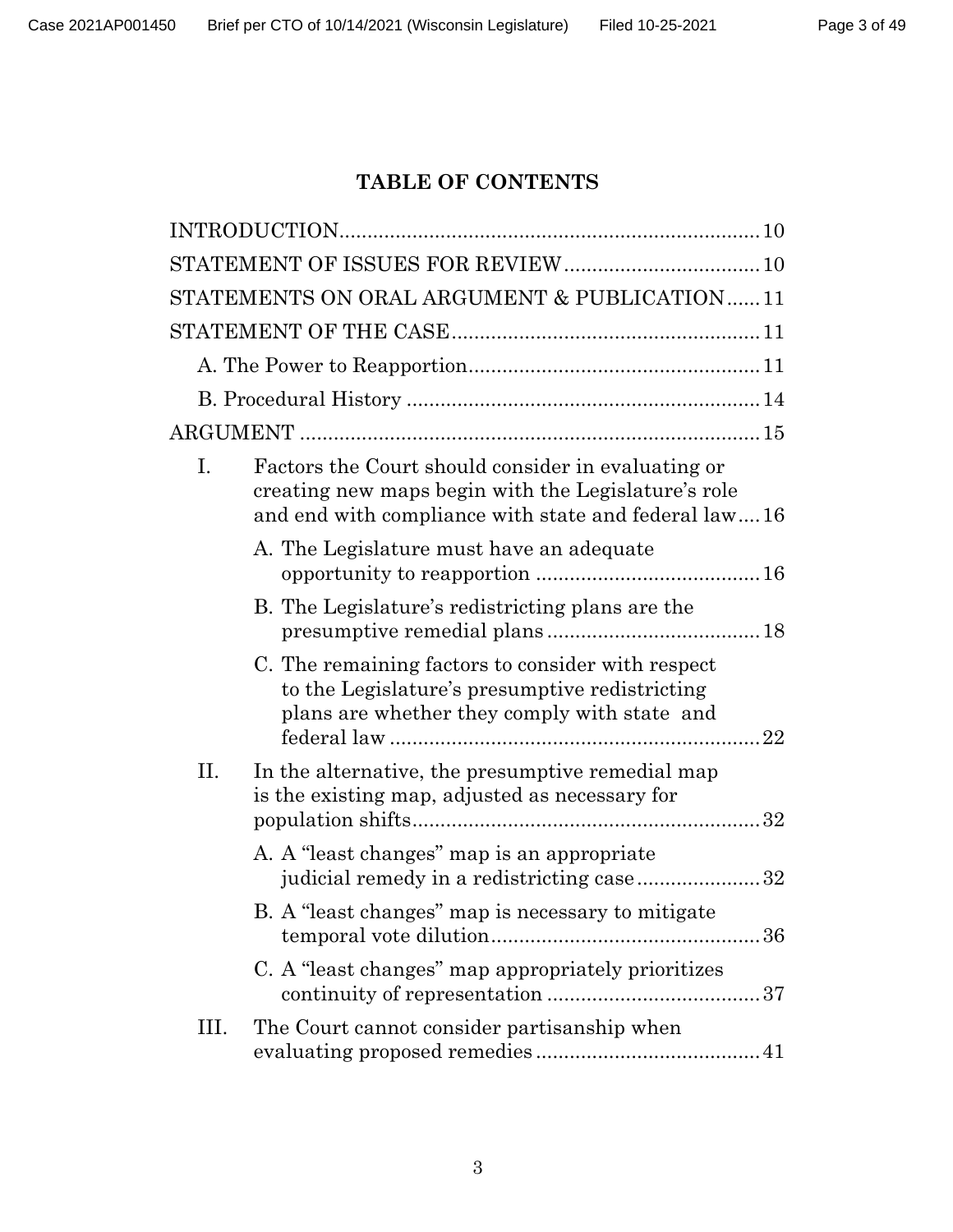# TABLE OF CONTENTS

INTRODUCTION .......... 10

STATEMENT OF ISSUES FOR REVIEW .......... 10

STATEMENTS ON ORAL ARGUMENT & PUBLICATION .......... 11

STATEMENT OF THE CASE .......... 11

- A. The Power to Reapportion .......... 11
- B. Procedural History .......... 14

ARGUMENT .......... 15

- I. Factors the Court should consider in evaluating or creating new maps begin with the Legislature's role and end with compliance with state and federal law .......... 16
  - A. The Legislature must have an adequate opportunity to reapportion .......... 16
  - B. The Legislature's redistricting plans are the presumptive remedial plans .......... 18
  - C. The remaining factors to consider with respect to the Legislature's presumptive redistricting plans are whether they comply with state and federal law .......... 22
- II. In the alternative, the presumptive remedial map is the existing map, adjusted as necessary for population shifts .......... 32
  - A. A "least changes" map is an appropriate judicial remedy in a redistricting case .......... 32
  - B. A "least changes" map is necessary to mitigate temporal vote dilution .......... 36
  - C. A "least changes" map appropriately prioritizes continuity of representation .......... 37
- III. The Court cannot consider partisanship when evaluating proposed remedies .......... 41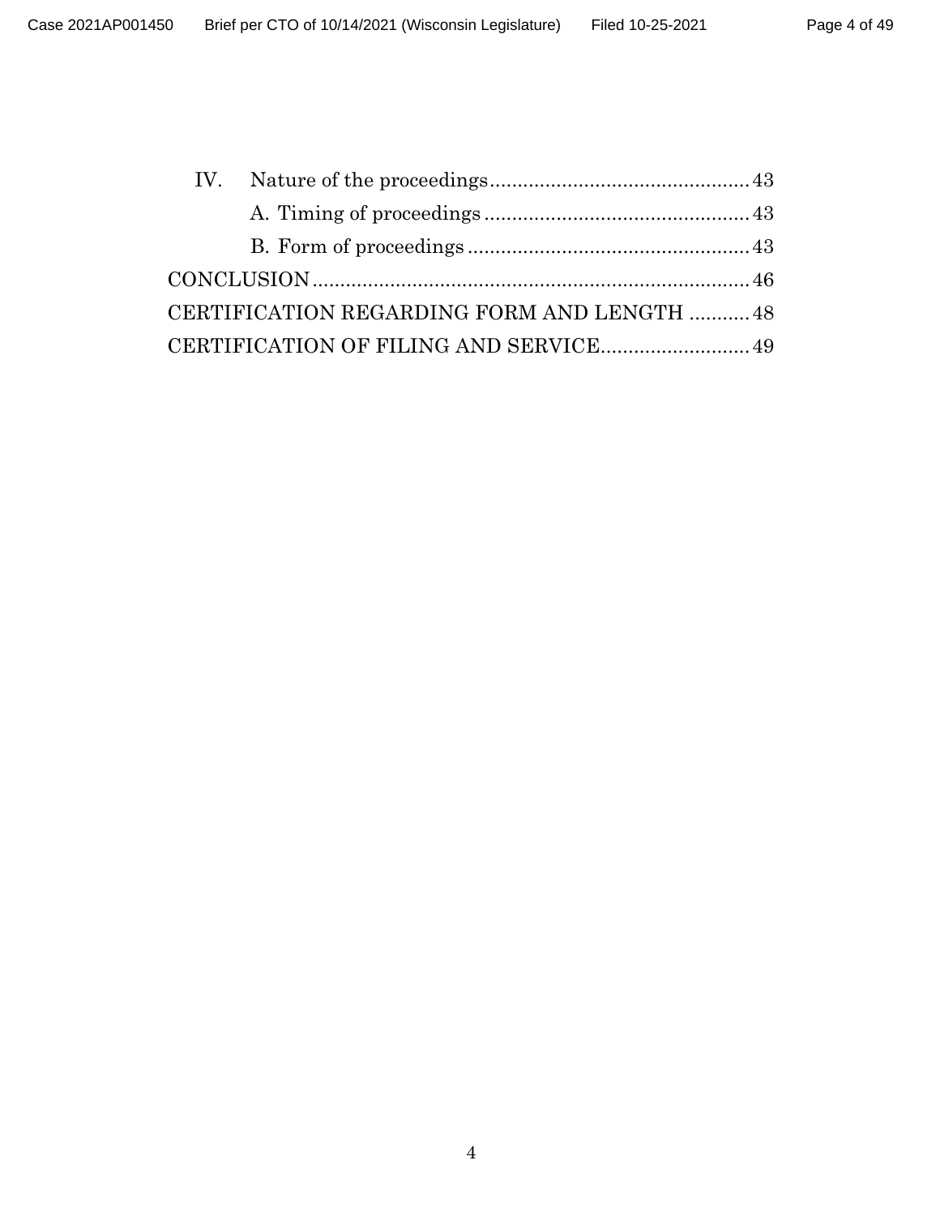IV. Nature of the proceedings ........................................ 43

  A. Timing of proceedings ........................................ 43

  B. Form of proceedings ........................................ 43

CONCLUSION ........................................ 46

CERTIFICATION REGARDING FORM AND LENGTH ........ 48

CERTIFICATION OF FILING AND SERVICE ........ 49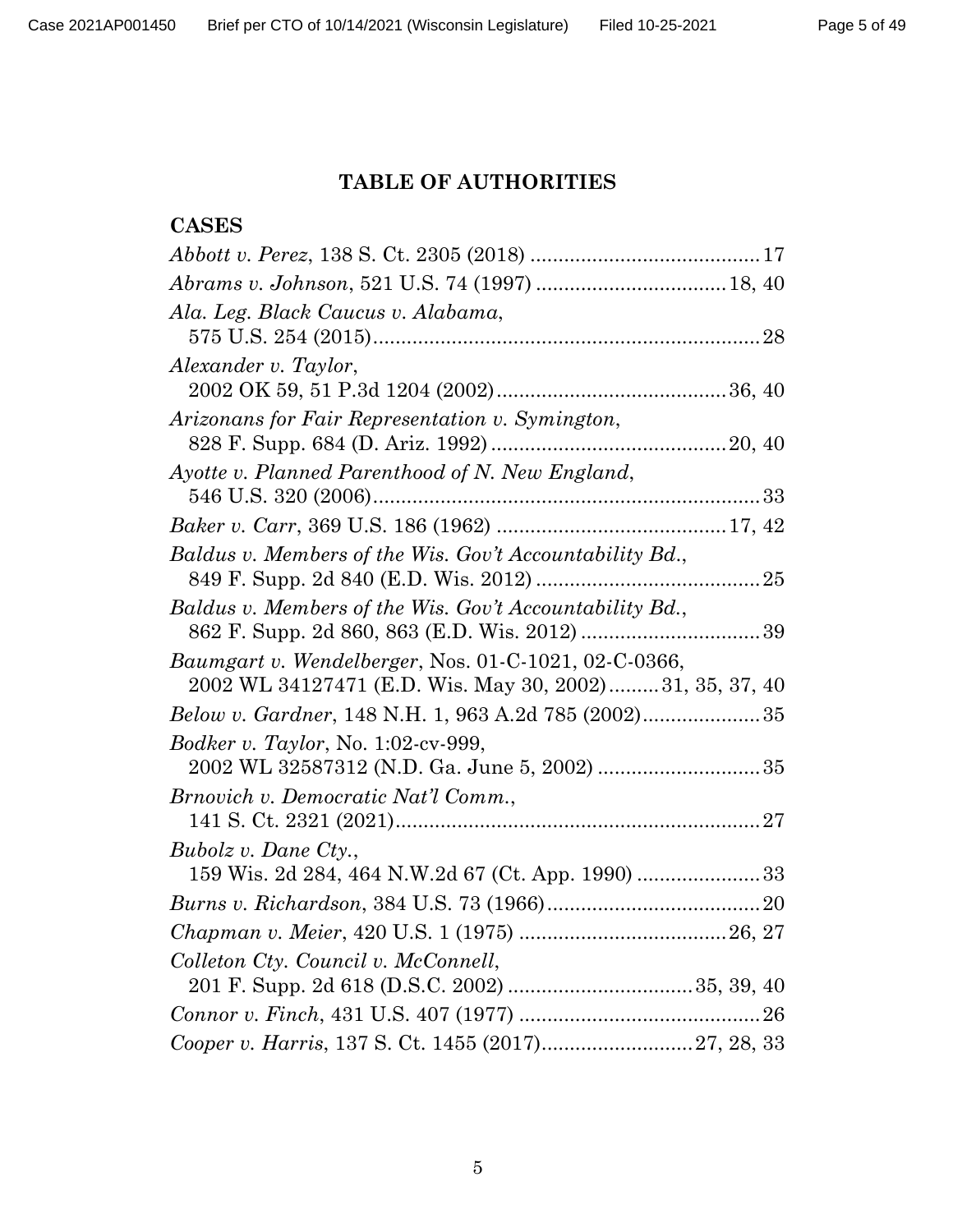# TABLE OF AUTHORITIES

## CASES

*Abbott v. Perez*, 138 S. Ct. 2305 (2018) ........................................ 17

*Abrams v. Johnson*, 521 U.S. 74 (1997) ................................. 18, 40

*Ala. Leg. Black Caucus v. Alabama*,
575 U.S. 254 (2015) .................................................................... 28

*Alexander v. Taylor*,
2002 OK 59, 51 P.3d 1204 (2002) ........................................ 36, 40

*Arizonans for Fair Representation v. Symington*,
828 F. Supp. 684 (D. Ariz. 1992) .......................................... 20, 40

*Ayotte v. Planned Parenthood of N. New England*,
546 U.S. 320 (2006) .................................................................... 33

*Baker v. Carr*, 369 U.S. 186 (1962) ......................................... 17, 42

*Baldus v. Members of the Wis. Gov't Accountability Bd.*,
849 F. Supp. 2d 840 (E.D. Wis. 2012) ........................................ 25

*Baldus v. Members of the Wis. Gov't Accountability Bd.*,
862 F. Supp. 2d 860, 863 (E.D. Wis. 2012) ................................ 39

*Baumgart v. Wendelberger*, Nos. 01-C-1021, 02-C-0366,
2002 WL 34127471 (E.D. Wis. May 30, 2002) ......... 31, 35, 37, 40

*Below v. Gardner*, 148 N.H. 1, 963 A.2d 785 (2002) ..................... 35

*Bodker v. Taylor*, No. 1:02-cv-999,
2002 WL 32587312 (N.D. Ga. June 5, 2002) ............................. 35

*Brnovich v. Democratic Nat'l Comm.*,
141 S. Ct. 2321 (2021) ................................................................. 27

*Bubolz v. Dane Cty.*,
159 Wis. 2d 284, 464 N.W.2d 67 (Ct. App. 1990) ...................... 33

*Burns v. Richardson*, 384 U.S. 73 (1966) ...................................... 20

*Chapman v. Meier*, 420 U.S. 1 (1975) ..................................... 26, 27

*Colleton Cty. Council v. McConnell*,
201 F. Supp. 2d 618 (D.S.C. 2002) ................................ 35, 39, 40

*Connor v. Finch*, 431 U.S. 407 (1977) ........................................... 26

*Cooper v. Harris*, 137 S. Ct. 1455 (2017) .......................... 27, 28, 33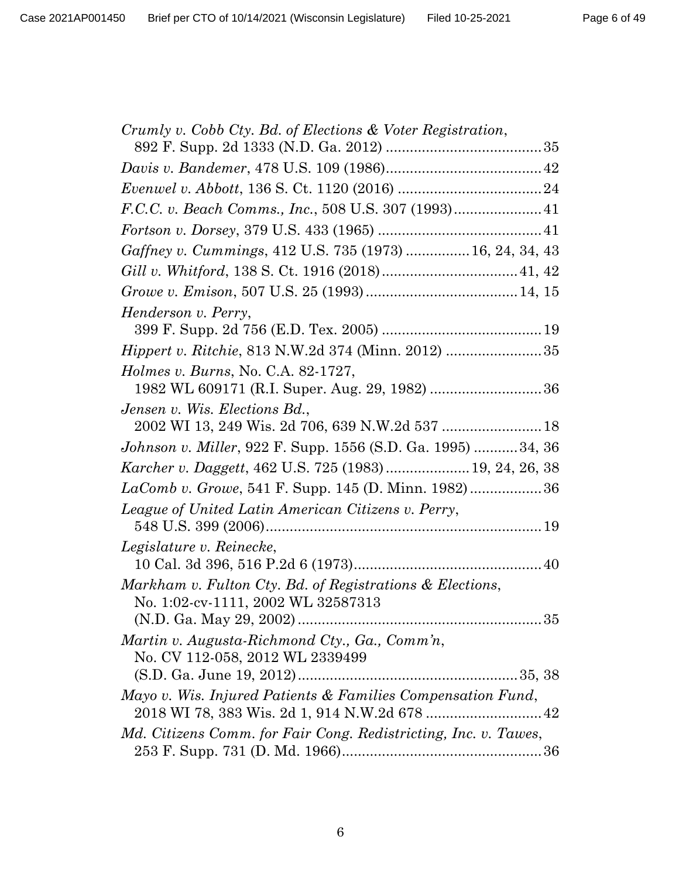*Crumly v. Cobb Cty. Bd. of Elections & Voter Registration*, 892 F. Supp. 2d 1333 (N.D. Ga. 2012) .......................................35

*Davis v. Bandemer*, 478 U.S. 109 (1986).......................................42

*Evenwel v. Abbott*, 136 S. Ct. 1120 (2016) ...................................24

*F.C.C. v. Beach Comms., Inc.*, 508 U.S. 307 (1993)......................41

*Fortson v. Dorsey*, 379 U.S. 433 (1965) .........................................41

*Gaffney v. Cummings*, 412 U.S. 735 (1973) ................16, 24, 34, 43

*Gill v. Whitford*, 138 S. Ct. 1916 (2018)..................................41, 42

*Growe v. Emison*, 507 U.S. 25 (1993)......................................14, 15

*Henderson v. Perry*, 399 F. Supp. 2d 756 (E.D. Tex. 2005) ........................................19

*Hippert v. Ritchie*, 813 N.W.2d 374 (Minn. 2012) ........................35

*Holmes v. Burns*, No. C.A. 82-1727, 1982 WL 609171 (R.I. Super. Aug. 29, 1982) ............................36

*Jensen v. Wis. Elections Bd.*, 2002 WI 13, 249 Wis. 2d 706, 639 N.W.2d 537 .........................18

*Johnson v. Miller*, 922 F. Supp. 1556 (S.D. Ga. 1995) ...........34, 36

*Karcher v. Daggett*, 462 U.S. 725 (1983).....................19, 24, 26, 38

*LaComb v. Growe*, 541 F. Supp. 145 (D. Minn. 1982) ..................36

*League of United Latin American Citizens v. Perry*, 548 U.S. 399 (2006)......................................................................19

*Legislature v. Reinecke*, 10 Cal. 3d 396, 516 P.2d 6 (1973)...............................................40

*Markham v. Fulton Cty. Bd. of Registrations & Elections*, No. 1:02-cv-1111, 2002 WL 32587313 (N.D. Ga. May 29, 2002) .............................................................35

*Martin v. Augusta-Richmond Cty., Ga., Comm'n*, No. CV 112-058, 2012 WL 2339499 (S.D. Ga. June 19, 2012).......................................................35, 38

*Mayo v. Wis. Injured Patients & Families Compensation Fund*, 2018 WI 78, 383 Wis. 2d 1, 914 N.W.2d 678 .............................42

*Md. Citizens Comm. for Fair Cong. Redistricting, Inc. v. Tawes*, 253 F. Supp. 731 (D. Md. 1966)..................................................36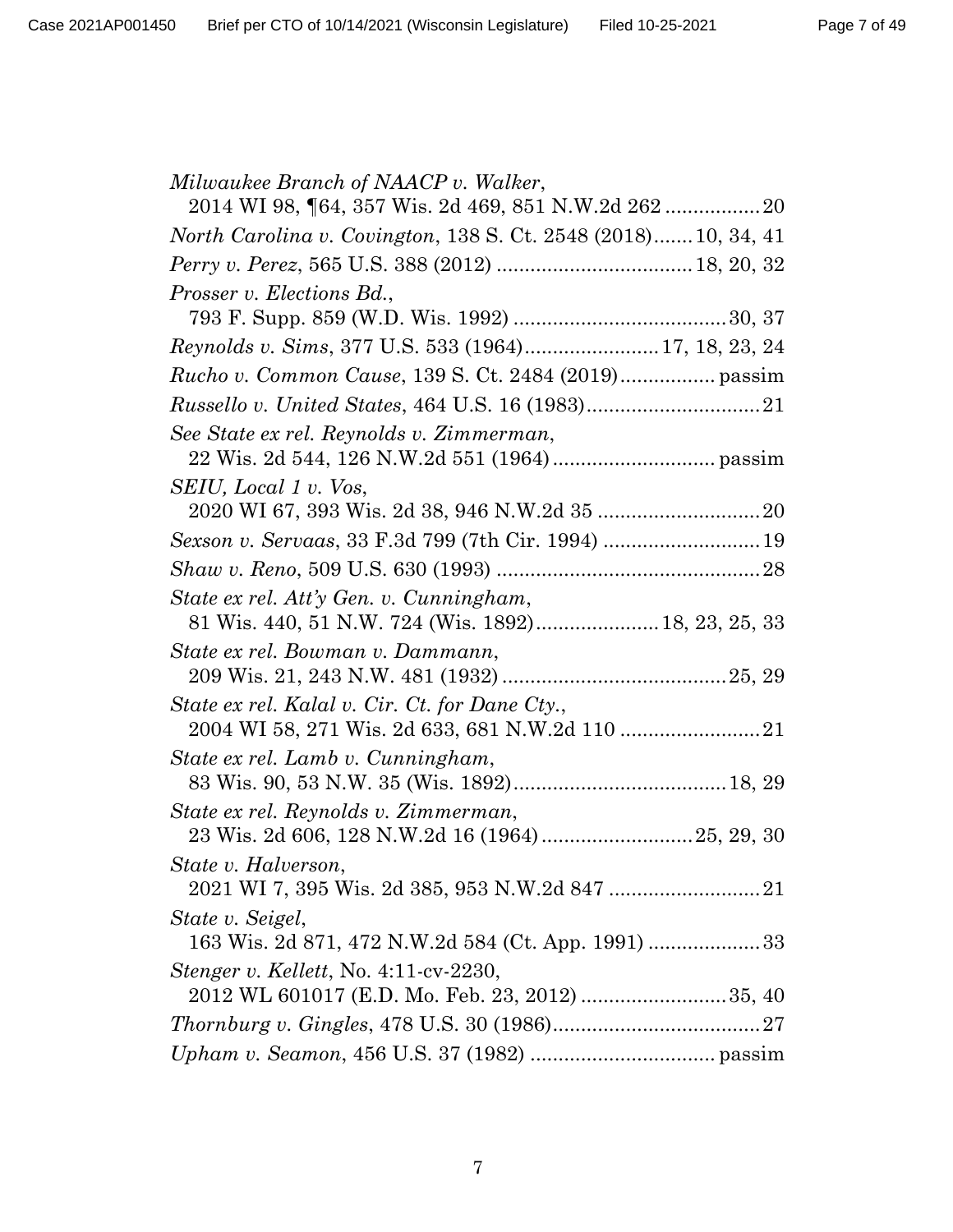*Milwaukee Branch of NAACP v. Walker*,
2014 WI 98, ¶64, 357 Wis. 2d 469, 851 N.W.2d 262 ................. 20

*North Carolina v. Covington*, 138 S. Ct. 2548 (2018)....... 10, 34, 41

*Perry v. Perez*, 565 U.S. 388 (2012) .................................. 18, 20, 32

*Prosser v. Elections Bd.*,
793 F. Supp. 859 (W.D. Wis. 1992) ..................................... 30, 37

*Reynolds v. Sims*, 377 U.S. 533 (1964)....................... 17, 18, 23, 24

*Rucho v. Common Cause*, 139 S. Ct. 2484 (2019)................. passim

*Russello v. United States*, 464 U.S. 16 (1983).............................. 21

*See State ex rel. Reynolds v. Zimmerman*,
22 Wis. 2d 544, 126 N.W.2d 551 (1964) ............................ passim

*SEIU, Local 1 v. Vos*,
2020 WI 67, 393 Wis. 2d 38, 946 N.W.2d 35 ............................ 20

*Sexson v. Servaas*, 33 F.3d 799 (7th Cir. 1994) ........................... 19

*Shaw v. Reno*, 509 U.S. 630 (1993) .............................................. 28

*State ex rel. Att'y Gen. v. Cunningham*,
81 Wis. 440, 51 N.W. 724 (Wis. 1892)..................... 18, 23, 25, 33

*State ex rel. Bowman v. Dammann*,
209 Wis. 21, 243 N.W. 481 (1932) ........................................ 25, 29

*State ex rel. Kalal v. Cir. Ct. for Dane Cty.*,
2004 WI 58, 271 Wis. 2d 633, 681 N.W.2d 110 ......................... 21

*State ex rel. Lamb v. Cunningham*,
83 Wis. 90, 53 N.W. 35 (Wis. 1892)..................................... 18, 29

*State ex rel. Reynolds v. Zimmerman*,
23 Wis. 2d 606, 128 N.W.2d 16 (1964) .......................... 25, 29, 30

*State v. Halverson*,
2021 WI 7, 395 Wis. 2d 385, 953 N.W.2d 847 .......................... 21

*State v. Seigel*,
163 Wis. 2d 871, 472 N.W.2d 584 (Ct. App. 1991) .................... 33

*Stenger v. Kellett*, No. 4:11-cv-2230,
2012 WL 601017 (E.D. Mo. Feb. 23, 2012) .......................... 35, 40

*Thornburg v. Gingles*, 478 U.S. 30 (1986)..................................... 27

*Upham v. Seamon*, 456 U.S. 37 (1982) ................................ passim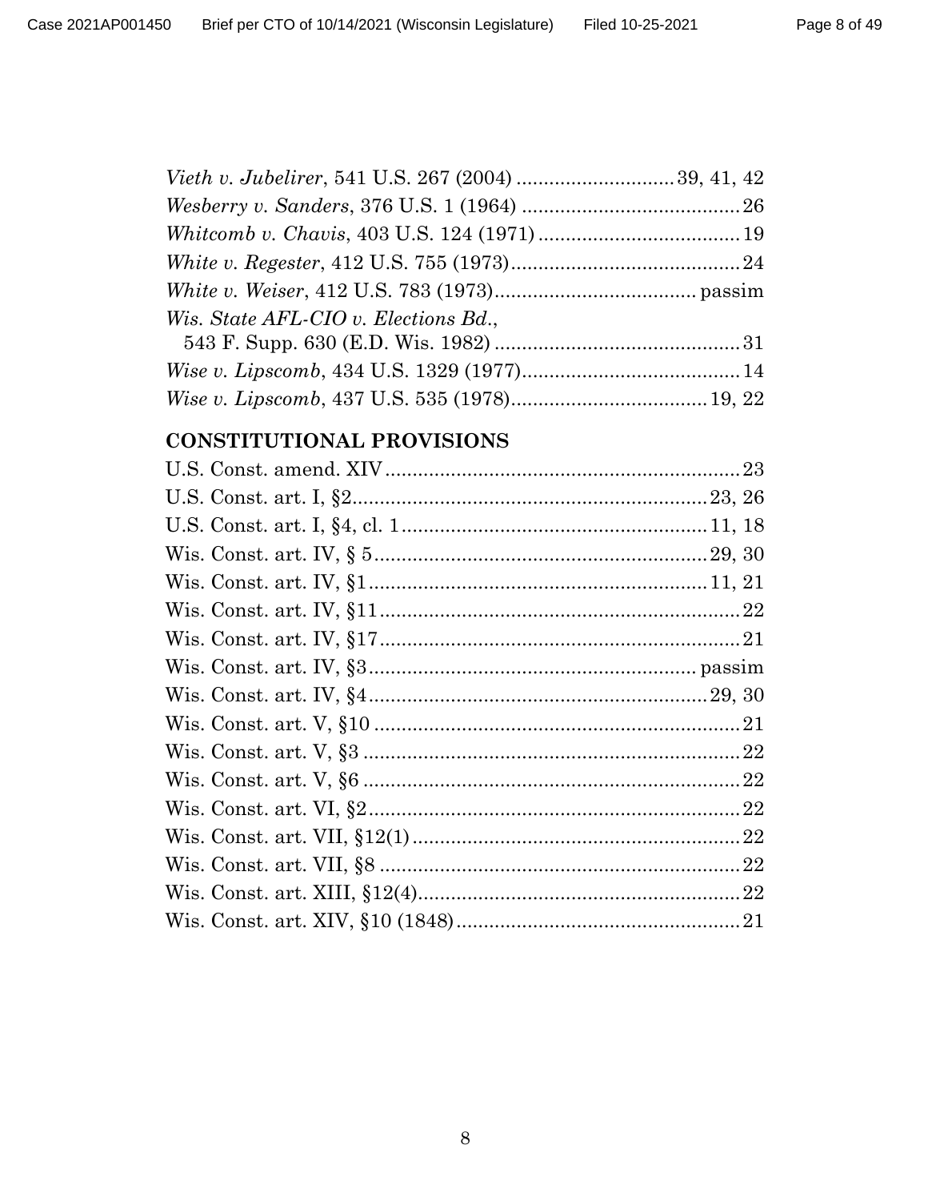*Vieth v. Jubelirer*, 541 U.S. 267 (2004) ............................ 39, 41, 42

*Wesberry v. Sanders*, 376 U.S. 1 (1964) ........................................ 26

*Whitcomb v. Chavis*, 403 U.S. 124 (1971) ..................................... 19

*White v. Regester*, 412 U.S. 755 (1973).......................................... 24

*White v. Weiser*, 412 U.S. 783 (1973).................................... passim

*Wis. State AFL-CIO v. Elections Bd.*,
543 F. Supp. 630 (E.D. Wis. 1982) ............................................. 31

*Wise v. Lipscomb*, 434 U.S. 1329 (1977)........................................ 14

*Wise v. Lipscomb*, 437 U.S. 535 (1978).................................... 19, 22

## CONSTITUTIONAL PROVISIONS

U.S. Const. amend. XIV ................................................................. 23

U.S. Const. art. I, §2.................................................................. 23, 26

U.S. Const. art. I, §4, cl. 1 .......................................................... 11, 18

Wis. Const. art. IV, § 5 ............................................................. 29, 30

Wis. Const. art. IV, §1 .................................................................. 11, 21

Wis. Const. art. IV, §11 .................................................................. 22

Wis. Const. art. IV, §17 .................................................................. 21

Wis. Const. art. IV, §3 ............................................................ passim

Wis. Const. art. IV, §4 ................................................................ 29, 30

Wis. Const. art. V, §10 ................................................................... 21

Wis. Const. art. V, §3 ..................................................................... 22

Wis. Const. art. V, §6 ..................................................................... 22

Wis. Const. art. VI, §2 .................................................................... 22

Wis. Const. art. VII, §12(1) ............................................................ 22

Wis. Const. art. VII, §8 .................................................................. 22

Wis. Const. art. XIII, §12(4)............................................................ 22

Wis. Const. art. XIV, §10 (1848) ..................................................... 21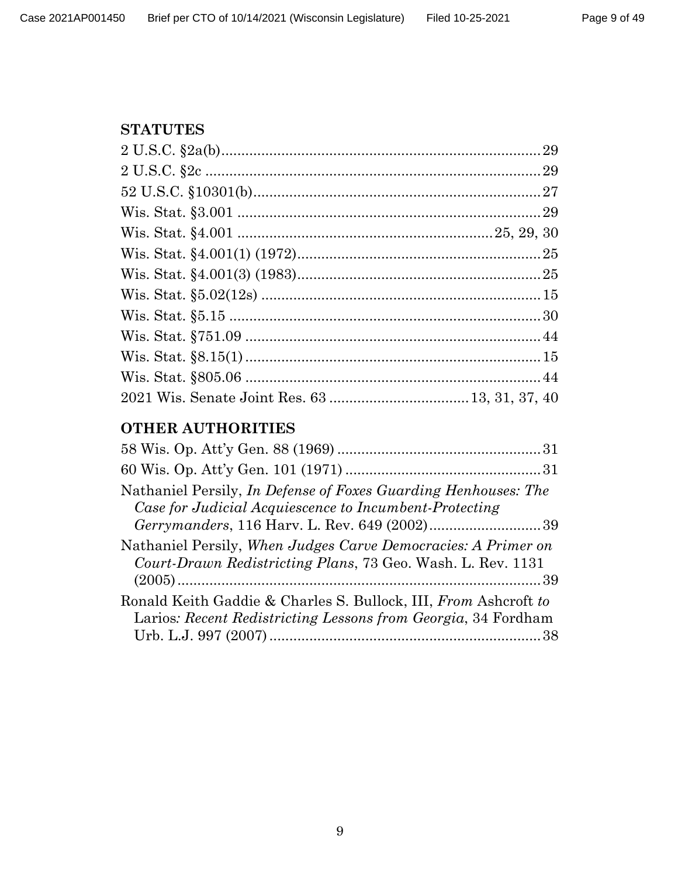## STATUTES

2 U.S.C. §2a(b) .......... 29
2 U.S.C. §2c .......... 29
52 U.S.C. §10301(b) .......... 27
Wis. Stat. §3.001 .......... 29
Wis. Stat. §4.001 .......... 25, 29, 30
Wis. Stat. §4.001(1) (1972) .......... 25
Wis. Stat. §4.001(3) (1983) .......... 25
Wis. Stat. §5.02(12s) .......... 15
Wis. Stat. §5.15 .......... 30
Wis. Stat. §751.09 .......... 44
Wis. Stat. §8.15(1) .......... 15
Wis. Stat. §805.06 .......... 44
2021 Wis. Senate Joint Res. 63 .......... 13, 31, 37, 40

## OTHER AUTHORITIES

58 Wis. Op. Att'y Gen. 88 (1969) .......... 31
60 Wis. Op. Att'y Gen. 101 (1971) .......... 31
Nathaniel Persily, *In Defense of Foxes Guarding Henhouses: The Case for Judicial Acquiescence to Incumbent-Protecting Gerrymanders*, 116 Harv. L. Rev. 649 (2002) .......... 39
Nathaniel Persily, *When Judges Carve Democracies: A Primer on Court-Drawn Redistricting Plans*, 73 Geo. Wash. L. Rev. 1131 (2005) .......... 39
Ronald Keith Gaddie & Charles S. Bullock, III, *From* Ashcroft *to* Larios*: Recent Redistricting Lessons from Georgia*, 34 Fordham Urb. L.J. 997 (2007) .......... 38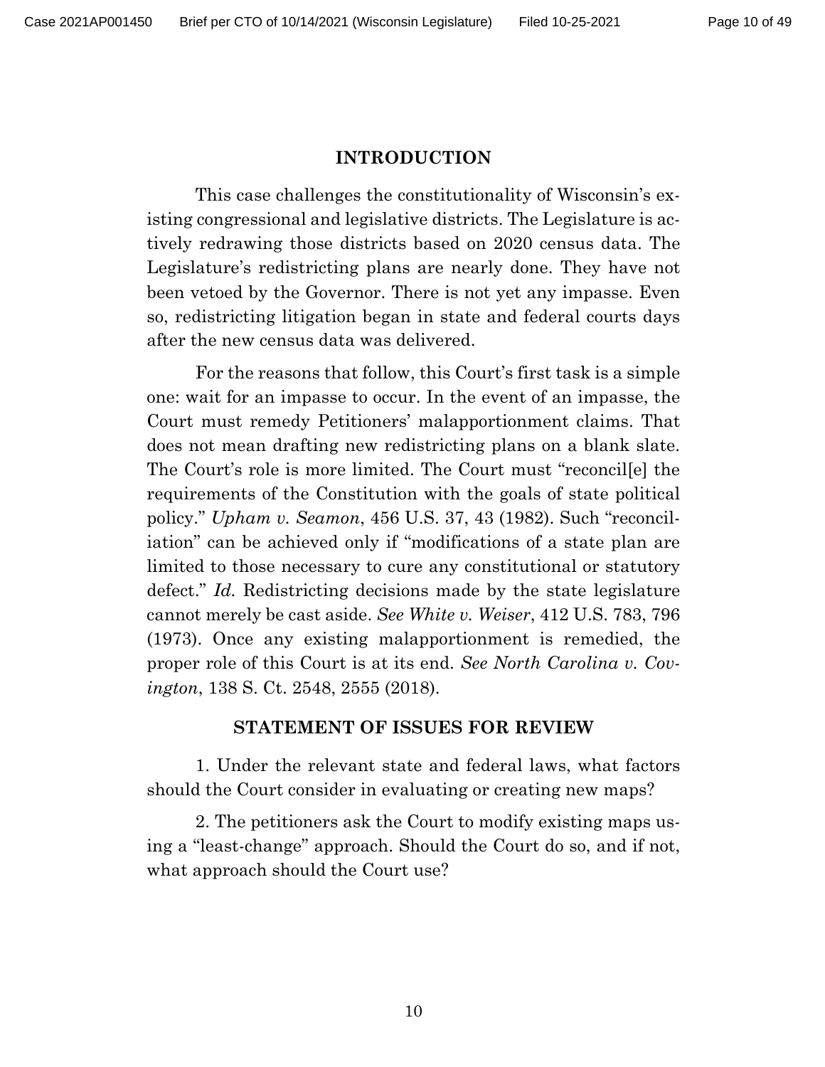## INTRODUCTION

This case challenges the constitutionality of Wisconsin's existing congressional and legislative districts. The Legislature is actively redrawing those districts based on 2020 census data. The Legislature's redistricting plans are nearly done. They have not been vetoed by the Governor. There is not yet any impasse. Even so, redistricting litigation began in state and federal courts days after the new census data was delivered.

For the reasons that follow, this Court's first task is a simple one: wait for an impasse to occur. In the event of an impasse, the Court must remedy Petitioners' malapportionment claims. That does not mean drafting new redistricting plans on a blank slate. The Court's role is more limited. The Court must "reconcil[e] the requirements of the Constitution with the goals of state political policy." *Upham v. Seamon*, 456 U.S. 37, 43 (1982). Such "reconciliation" can be achieved only if "modifications of a state plan are limited to those necessary to cure any constitutional or statutory defect." *Id.* Redistricting decisions made by the state legislature cannot merely be cast aside. *See White v. Weiser*, 412 U.S. 783, 796 (1973). Once any existing malapportionment is remedied, the proper role of this Court is at its end. *See North Carolina v. Covington*, 138 S. Ct. 2548, 2555 (2018).

## STATEMENT OF ISSUES FOR REVIEW

1. Under the relevant state and federal laws, what factors should the Court consider in evaluating or creating new maps?

2. The petitioners ask the Court to modify existing maps using a "least-change" approach. Should the Court do so, and if not, what approach should the Court use?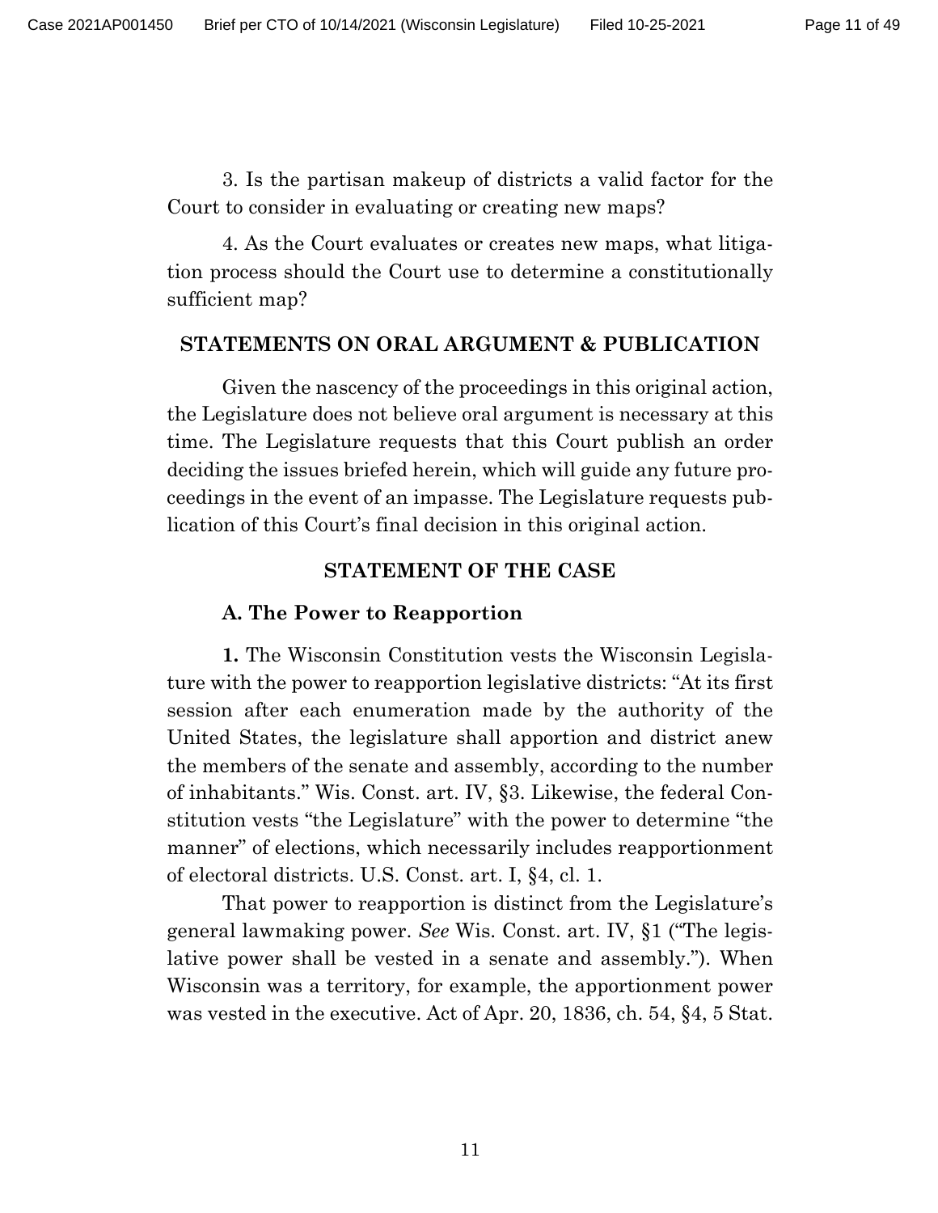3. Is the partisan makeup of districts a valid factor for the Court to consider in evaluating or creating new maps?

4. As the Court evaluates or creates new maps, what litigation process should the Court use to determine a constitutionally sufficient map?

## STATEMENTS ON ORAL ARGUMENT & PUBLICATION

Given the nascency of the proceedings in this original action, the Legislature does not believe oral argument is necessary at this time. The Legislature requests that this Court publish an order deciding the issues briefed herein, which will guide any future proceedings in the event of an impasse. The Legislature requests publication of this Court's final decision in this original action.

## STATEMENT OF THE CASE

### A. The Power to Reapportion

**1.** The Wisconsin Constitution vests the Wisconsin Legislature with the power to reapportion legislative districts: "At its first session after each enumeration made by the authority of the United States, the legislature shall apportion and district anew the members of the senate and assembly, according to the number of inhabitants." Wis. Const. art. IV, §3. Likewise, the federal Constitution vests "the Legislature" with the power to determine "the manner" of elections, which necessarily includes reapportionment of electoral districts. U.S. Const. art. I, §4, cl. 1.

That power to reapportion is distinct from the Legislature's general lawmaking power. *See* Wis. Const. art. IV, §1 ("The legislative power shall be vested in a senate and assembly."). When Wisconsin was a territory, for example, the apportionment power was vested in the executive. Act of Apr. 20, 1836, ch. 54, §4, 5 Stat.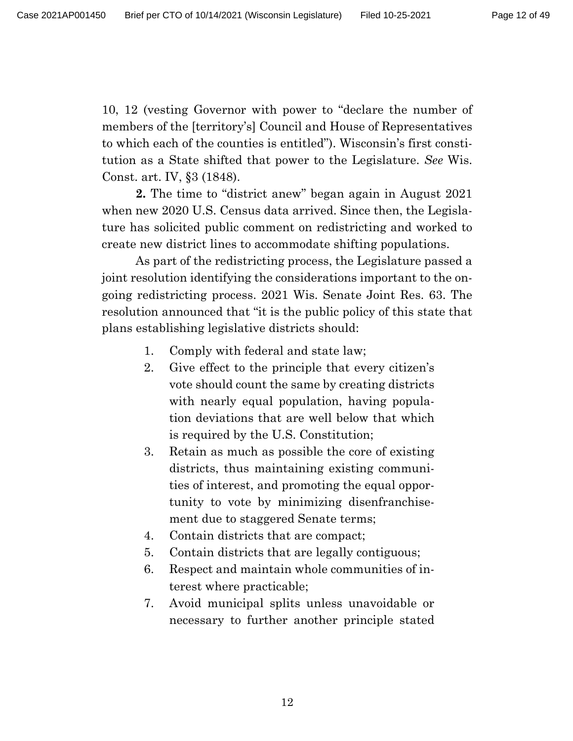10, 12 (vesting Governor with power to "declare the number of members of the [territory's] Council and House of Representatives to which each of the counties is entitled"). Wisconsin's first constitution as a State shifted that power to the Legislature. *See* Wis. Const. art. IV, §3 (1848).

**2.** The time to "district anew" began again in August 2021 when new 2020 U.S. Census data arrived. Since then, the Legislature has solicited public comment on redistricting and worked to create new district lines to accommodate shifting populations.

As part of the redistricting process, the Legislature passed a joint resolution identifying the considerations important to the ongoing redistricting process. 2021 Wis. Senate Joint Res. 63. The resolution announced that "it is the public policy of this state that plans establishing legislative districts should:

1. Comply with federal and state law;
2. Give effect to the principle that every citizen's vote should count the same by creating districts with nearly equal population, having population deviations that are well below that which is required by the U.S. Constitution;
3. Retain as much as possible the core of existing districts, thus maintaining existing communities of interest, and promoting the equal opportunity to vote by minimizing disenfranchisement due to staggered Senate terms;
4. Contain districts that are compact;
5. Contain districts that are legally contiguous;
6. Respect and maintain whole communities of interest where practicable;
7. Avoid municipal splits unless unavoidable or necessary to further another principle stated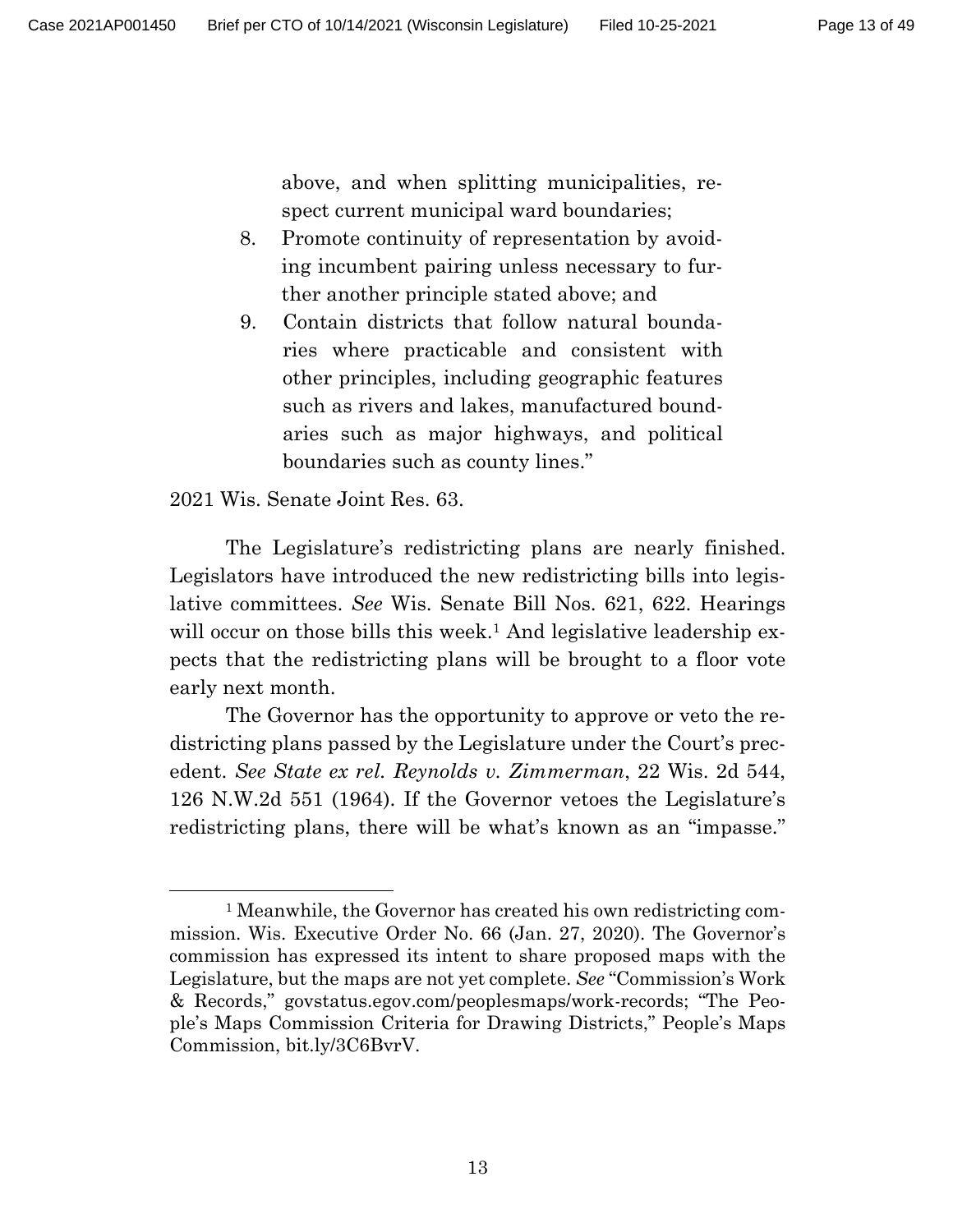above, and when splitting municipalities, respect current municipal ward boundaries;

8. Promote continuity of representation by avoiding incumbent pairing unless necessary to further another principle stated above; and
9. Contain districts that follow natural boundaries where practicable and consistent with other principles, including geographic features such as rivers and lakes, manufactured boundaries such as major highways, and political boundaries such as county lines."

2021 Wis. Senate Joint Res. 63.

The Legislature's redistricting plans are nearly finished. Legislators have introduced the new redistricting bills into legislative committees. *See* Wis. Senate Bill Nos. 621, 622. Hearings will occur on those bills this week.[1] And legislative leadership expects that the redistricting plans will be brought to a floor vote early next month.

The Governor has the opportunity to approve or veto the redistricting plans passed by the Legislature under the Court's precedent. *See State ex rel. Reynolds v. Zimmerman*, 22 Wis. 2d 544, 126 N.W.2d 551 (1964). If the Governor vetoes the Legislature's redistricting plans, there will be what's known as an "impasse."

[1] Meanwhile, the Governor has created his own redistricting commission. Wis. Executive Order No. 66 (Jan. 27, 2020). The Governor's commission has expressed its intent to share proposed maps with the Legislature, but the maps are not yet complete. *See* "Commission's Work & Records," govstatus.egov.com/peoplesmaps/work-records; "The People's Maps Commission Criteria for Drawing Districts," People's Maps Commission, bit.ly/3C6BvrV.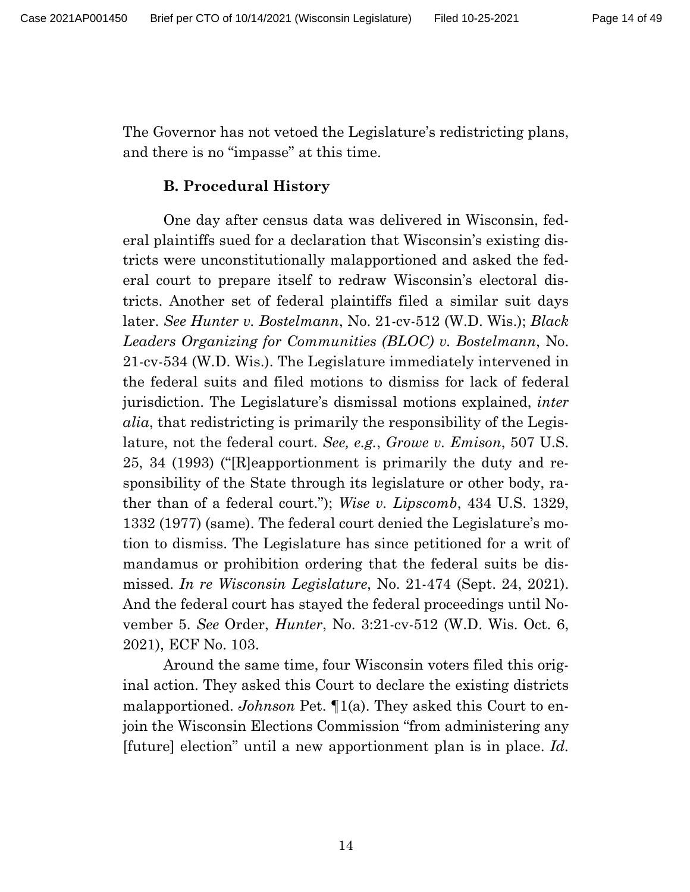The Governor has not vetoed the Legislature's redistricting plans, and there is no "impasse" at this time.

### B. Procedural History

One day after census data was delivered in Wisconsin, federal plaintiffs sued for a declaration that Wisconsin's existing districts were unconstitutionally malapportioned and asked the federal court to prepare itself to redraw Wisconsin's electoral districts. Another set of federal plaintiffs filed a similar suit days later. *See Hunter v. Bostelmann*, No. 21-cv-512 (W.D. Wis.); *Black Leaders Organizing for Communities (BLOC) v. Bostelmann*, No. 21-cv-534 (W.D. Wis.). The Legislature immediately intervened in the federal suits and filed motions to dismiss for lack of federal jurisdiction. The Legislature's dismissal motions explained, *inter alia*, that redistricting is primarily the responsibility of the Legislature, not the federal court. *See, e.g.*, *Growe v. Emison*, 507 U.S. 25, 34 (1993) ("[R]eapportionment is primarily the duty and responsibility of the State through its legislature or other body, rather than of a federal court."); *Wise v. Lipscomb*, 434 U.S. 1329, 1332 (1977) (same). The federal court denied the Legislature's motion to dismiss. The Legislature has since petitioned for a writ of mandamus or prohibition ordering that the federal suits be dismissed. *In re Wisconsin Legislature*, No. 21-474 (Sept. 24, 2021). And the federal court has stayed the federal proceedings until November 5. *See* Order, *Hunter*, No. 3:21-cv-512 (W.D. Wis. Oct. 6, 2021), ECF No. 103.

Around the same time, four Wisconsin voters filed this original action. They asked this Court to declare the existing districts malapportioned. *Johnson* Pet. ¶1(a). They asked this Court to enjoin the Wisconsin Elections Commission "from administering any [future] election" until a new apportionment plan is in place. *Id.*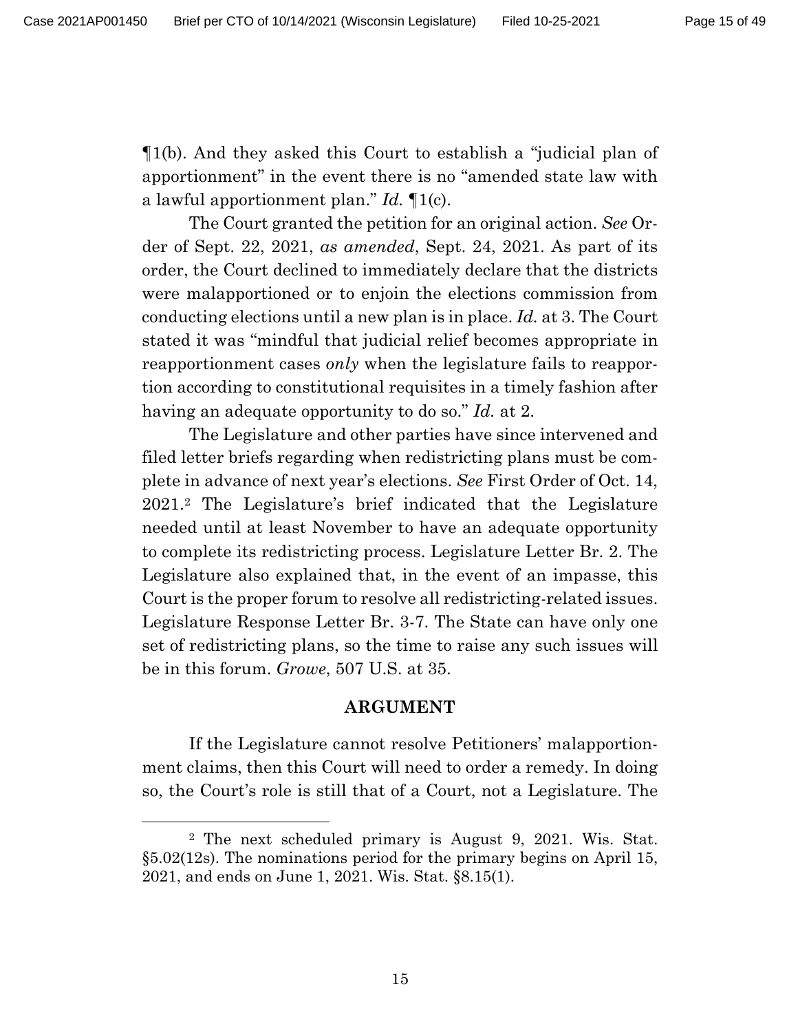¶1(b). And they asked this Court to establish a "judicial plan of apportionment" in the event there is no "amended state law with a lawful apportionment plan." *Id.* ¶1(c).

The Court granted the petition for an original action. *See* Order of Sept. 22, 2021, *as amended*, Sept. 24, 2021. As part of its order, the Court declined to immediately declare that the districts were malapportioned or to enjoin the elections commission from conducting elections until a new plan is in place. *Id.* at 3. The Court stated it was "mindful that judicial relief becomes appropriate in reapportionment cases *only* when the legislature fails to reapportion according to constitutional requisites in a timely fashion after having an adequate opportunity to do so." *Id.* at 2.

The Legislature and other parties have since intervened and filed letter briefs regarding when redistricting plans must be complete in advance of next year's elections. *See* First Order of Oct. 14, 2021.[2] The Legislature's brief indicated that the Legislature needed until at least November to have an adequate opportunity to complete its redistricting process. Legislature Letter Br. 2. The Legislature also explained that, in the event of an impasse, this Court is the proper forum to resolve all redistricting-related issues. Legislature Response Letter Br. 3-7. The State can have only one set of redistricting plans, so the time to raise any such issues will be in this forum. *Growe*, 507 U.S. at 35.

## ARGUMENT

If the Legislature cannot resolve Petitioners' malapportionment claims, then this Court will need to order a remedy. In doing so, the Court's role is still that of a Court, not a Legislature. The

---

[2] The next scheduled primary is August 9, 2021. Wis. Stat. §5.02(12s). The nominations period for the primary begins on April 15, 2021, and ends on June 1, 2021. Wis. Stat. §8.15(1).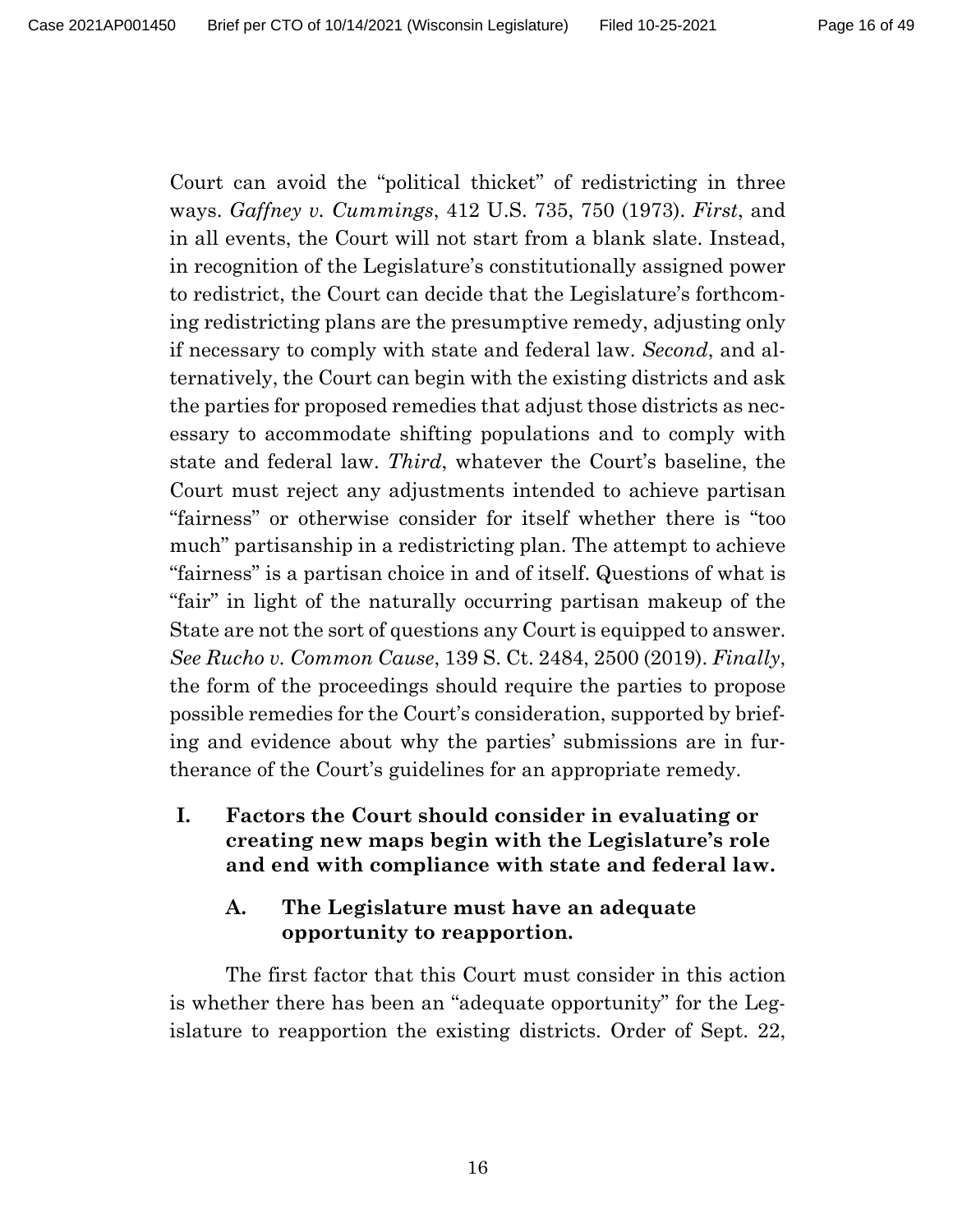Court can avoid the "political thicket" of redistricting in three ways. *Gaffney v. Cummings*, 412 U.S. 735, 750 (1973). *First*, and in all events, the Court will not start from a blank slate. Instead, in recognition of the Legislature's constitutionally assigned power to redistrict, the Court can decide that the Legislature's forthcoming redistricting plans are the presumptive remedy, adjusting only if necessary to comply with state and federal law. *Second*, and alternatively, the Court can begin with the existing districts and ask the parties for proposed remedies that adjust those districts as necessary to accommodate shifting populations and to comply with state and federal law. *Third*, whatever the Court's baseline, the Court must reject any adjustments intended to achieve partisan "fairness" or otherwise consider for itself whether there is "too much" partisanship in a redistricting plan. The attempt to achieve "fairness" is a partisan choice in and of itself. Questions of what is "fair" in light of the naturally occurring partisan makeup of the State are not the sort of questions any Court is equipped to answer. *See Rucho v. Common Cause*, 139 S. Ct. 2484, 2500 (2019). *Finally*, the form of the proceedings should require the parties to propose possible remedies for the Court's consideration, supported by briefing and evidence about why the parties' submissions are in furtherance of the Court's guidelines for an appropriate remedy.

## I. Factors the Court should consider in evaluating or creating new maps begin with the Legislature's role and end with compliance with state and federal law.

### A. The Legislature must have an adequate opportunity to reapportion.

The first factor that this Court must consider in this action is whether there has been an "adequate opportunity" for the Legislature to reapportion the existing districts. Order of Sept. 22,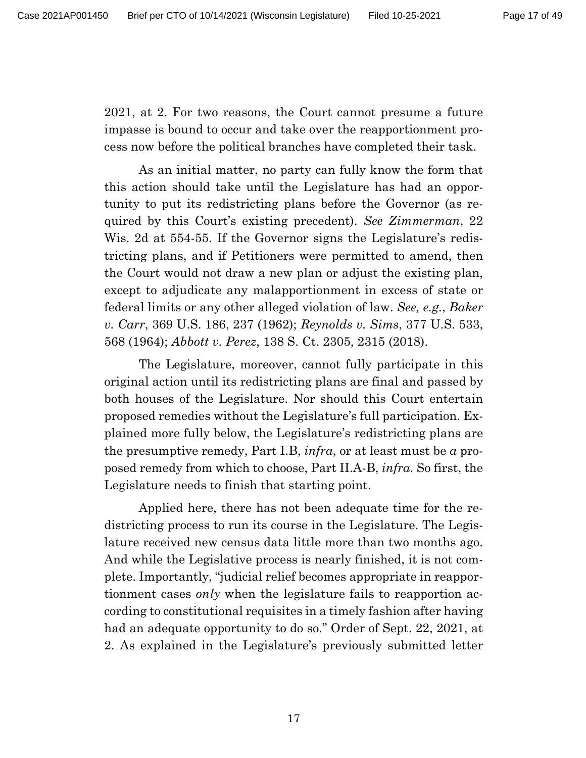2021, at 2. For two reasons, the Court cannot presume a future impasse is bound to occur and take over the reapportionment process now before the political branches have completed their task.

As an initial matter, no party can fully know the form that this action should take until the Legislature has had an opportunity to put its redistricting plans before the Governor (as required by this Court's existing precedent). *See Zimmerman*, 22 Wis. 2d at 554-55. If the Governor signs the Legislature's redistricting plans, and if Petitioners were permitted to amend, then the Court would not draw a new plan or adjust the existing plan, except to adjudicate any malapportionment in excess of state or federal limits or any other alleged violation of law. *See, e.g.*, *Baker v. Carr*, 369 U.S. 186, 237 (1962); *Reynolds v. Sims*, 377 U.S. 533, 568 (1964); *Abbott v. Perez*, 138 S. Ct. 2305, 2315 (2018).

The Legislature, moreover, cannot fully participate in this original action until its redistricting plans are final and passed by both houses of the Legislature. Nor should this Court entertain proposed remedies without the Legislature's full participation. Explained more fully below, the Legislature's redistricting plans are the presumptive remedy, Part I.B, *infra*, or at least must be *a* proposed remedy from which to choose, Part II.A-B, *infra*. So first, the Legislature needs to finish that starting point.

Applied here, there has not been adequate time for the redistricting process to run its course in the Legislature. The Legislature received new census data little more than two months ago. And while the Legislative process is nearly finished, it is not complete. Importantly, "judicial relief becomes appropriate in reapportionment cases *only* when the legislature fails to reapportion according to constitutional requisites in a timely fashion after having had an adequate opportunity to do so." Order of Sept. 22, 2021, at 2. As explained in the Legislature's previously submitted letter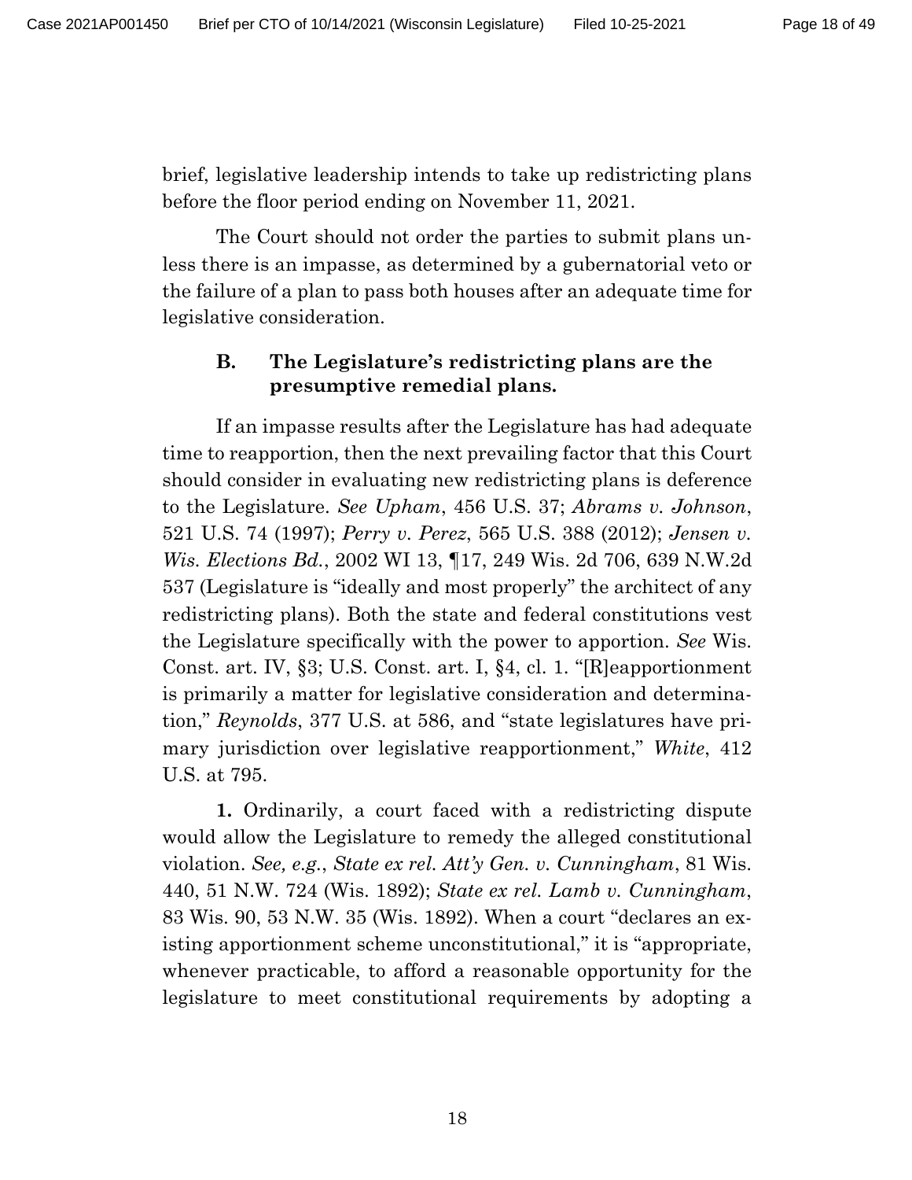brief, legislative leadership intends to take up redistricting plans before the floor period ending on November 11, 2021.

The Court should not order the parties to submit plans unless there is an impasse, as determined by a gubernatorial veto or the failure of a plan to pass both houses after an adequate time for legislative consideration.

### B. The Legislature's redistricting plans are the presumptive remedial plans.

If an impasse results after the Legislature has had adequate time to reapportion, then the next prevailing factor that this Court should consider in evaluating new redistricting plans is deference to the Legislature. *See Upham*, 456 U.S. 37; *Abrams v. Johnson*, 521 U.S. 74 (1997); *Perry v. Perez*, 565 U.S. 388 (2012); *Jensen v. Wis. Elections Bd.*, 2002 WI 13, ¶17, 249 Wis. 2d 706, 639 N.W.2d 537 (Legislature is "ideally and most properly" the architect of any redistricting plans). Both the state and federal constitutions vest the Legislature specifically with the power to apportion. *See* Wis. Const. art. IV, §3; U.S. Const. art. I, §4, cl. 1. "[R]eapportionment is primarily a matter for legislative consideration and determination," *Reynolds*, 377 U.S. at 586, and "state legislatures have primary jurisdiction over legislative reapportionment," *White*, 412 U.S. at 795.

**1.** Ordinarily, a court faced with a redistricting dispute would allow the Legislature to remedy the alleged constitutional violation. *See, e.g.*, *State ex rel. Att'y Gen. v. Cunningham*, 81 Wis. 440, 51 N.W. 724 (Wis. 1892); *State ex rel. Lamb v. Cunningham*, 83 Wis. 90, 53 N.W. 35 (Wis. 1892). When a court "declares an existing apportionment scheme unconstitutional," it is "appropriate, whenever practicable, to afford a reasonable opportunity for the legislature to meet constitutional requirements by adopting a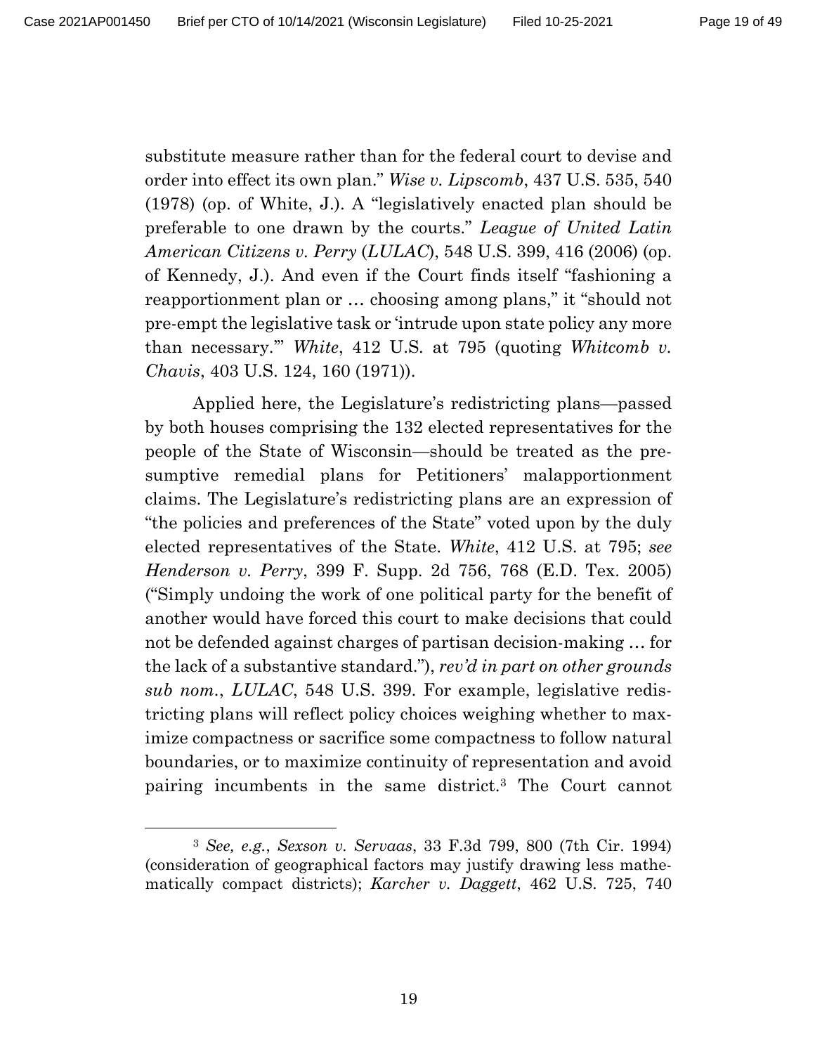substitute measure rather than for the federal court to devise and order into effect its own plan." *Wise v. Lipscomb*, 437 U.S. 535, 540 (1978) (op. of White, J.). A "legislatively enacted plan should be preferable to one drawn by the courts." *League of United Latin American Citizens v. Perry* (*LULAC*), 548 U.S. 399, 416 (2006) (op. of Kennedy, J.). And even if the Court finds itself "fashioning a reapportionment plan or … choosing among plans," it "should not pre-empt the legislative task or 'intrude upon state policy any more than necessary.'" *White*, 412 U.S. at 795 (quoting *Whitcomb v. Chavis*, 403 U.S. 124, 160 (1971)).

Applied here, the Legislature's redistricting plans—passed by both houses comprising the 132 elected representatives for the people of the State of Wisconsin—should be treated as the presumptive remedial plans for Petitioners' malapportionment claims. The Legislature's redistricting plans are an expression of "the policies and preferences of the State" voted upon by the duly elected representatives of the State. *White*, 412 U.S. at 795; *see Henderson v. Perry*, 399 F. Supp. 2d 756, 768 (E.D. Tex. 2005) ("Simply undoing the work of one political party for the benefit of another would have forced this court to make decisions that could not be defended against charges of partisan decision-making … for the lack of a substantive standard."), *rev'd in part on other grounds sub nom.*, *LULAC*, 548 U.S. 399. For example, legislative redistricting plans will reflect policy choices weighing whether to maximize compactness or sacrifice some compactness to follow natural boundaries, or to maximize continuity of representation and avoid pairing incumbents in the same district.[3] The Court cannot

---

[3] *See, e.g.*, *Sexson v. Servaas*, 33 F.3d 799, 800 (7th Cir. 1994) (consideration of geographical factors may justify drawing less mathematically compact districts); *Karcher v. Daggett*, 462 U.S. 725, 740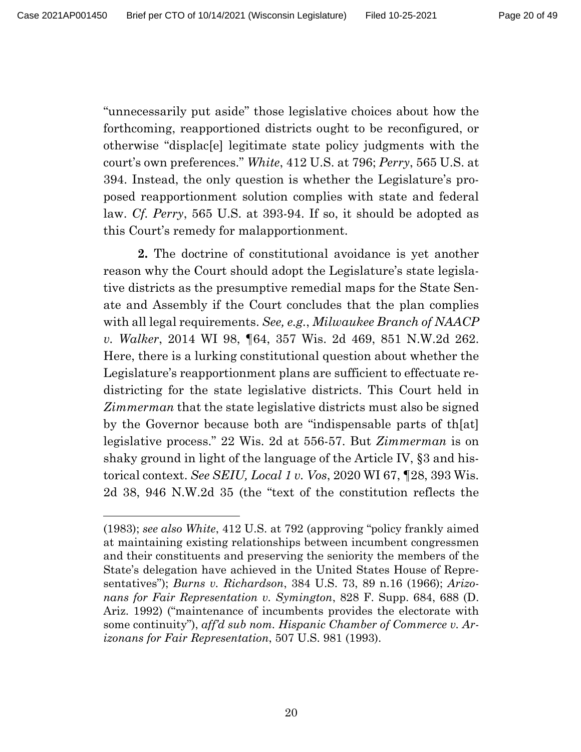"unnecessarily put aside" those legislative choices about how the forthcoming, reapportioned districts ought to be reconfigured, or otherwise "displac[e] legitimate state policy judgments with the court's own preferences." *White*, 412 U.S. at 796; *Perry*, 565 U.S. at 394. Instead, the only question is whether the Legislature's proposed reapportionment solution complies with state and federal law. *Cf. Perry*, 565 U.S. at 393-94. If so, it should be adopted as this Court's remedy for malapportionment.

**2.** The doctrine of constitutional avoidance is yet another reason why the Court should adopt the Legislature's state legislative districts as the presumptive remedial maps for the State Senate and Assembly if the Court concludes that the plan complies with all legal requirements. *See, e.g.*, *Milwaukee Branch of NAACP v. Walker*, 2014 WI 98, ¶64, 357 Wis. 2d 469, 851 N.W.2d 262. Here, there is a lurking constitutional question about whether the Legislature's reapportionment plans are sufficient to effectuate redistricting for the state legislative districts. This Court held in *Zimmerman* that the state legislative districts must also be signed by the Governor because both are "indispensable parts of th[at] legislative process." 22 Wis. 2d at 556-57. But *Zimmerman* is on shaky ground in light of the language of the Article IV, §3 and historical context. *See SEIU, Local 1 v. Vos*, 2020 WI 67, ¶28, 393 Wis. 2d 38, 946 N.W.2d 35 (the "text of the constitution reflects the

---

(1983); *see also White*, 412 U.S. at 792 (approving "policy frankly aimed at maintaining existing relationships between incumbent congressmen and their constituents and preserving the seniority the members of the State's delegation have achieved in the United States House of Representatives"); *Burns v. Richardson*, 384 U.S. 73, 89 n.16 (1966); *Arizonans for Fair Representation v. Symington*, 828 F. Supp. 684, 688 (D. Ariz. 1992) ("maintenance of incumbents provides the electorate with some continuity"), *aff'd sub nom. Hispanic Chamber of Commerce v. Arizonans for Fair Representation*, 507 U.S. 981 (1993).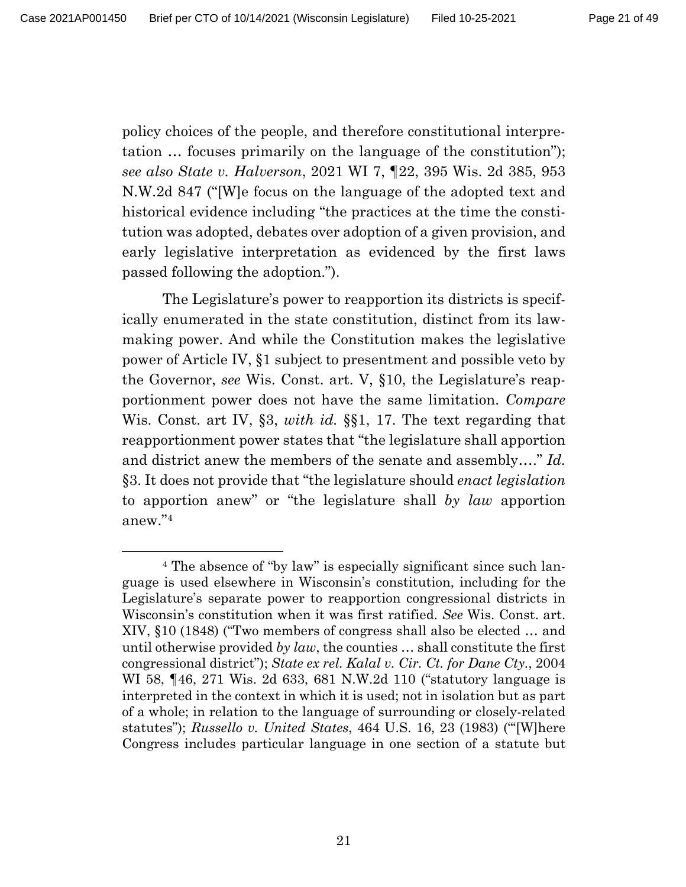policy choices of the people, and therefore constitutional interpretation … focuses primarily on the language of the constitution"); *see also State v. Halverson*, 2021 WI 7, ¶22, 395 Wis. 2d 385, 953 N.W.2d 847 ("[W]e focus on the language of the adopted text and historical evidence including "the practices at the time the constitution was adopted, debates over adoption of a given provision, and early legislative interpretation as evidenced by the first laws passed following the adoption.").

The Legislature's power to reapportion its districts is specifically enumerated in the state constitution, distinct from its lawmaking power. And while the Constitution makes the legislative power of Article IV, §1 subject to presentment and possible veto by the Governor, *see* Wis. Const. art. V, §10, the Legislature's reapportionment power does not have the same limitation. *Compare* Wis. Const. art IV, §3, *with id.* §§1, 17. The text regarding that reapportionment power states that "the legislature shall apportion and district anew the members of the senate and assembly…." *Id.* §3. It does not provide that "the legislature should *enact legislation* to apportion anew" or "the legislature shall *by law* apportion anew."[4]

---

[4] The absence of "by law" is especially significant since such language is used elsewhere in Wisconsin's constitution, including for the Legislature's separate power to reapportion congressional districts in Wisconsin's constitution when it was first ratified. *See* Wis. Const. art. XIV, §10 (1848) ("Two members of congress shall also be elected … and until otherwise provided *by law*, the counties … shall constitute the first congressional district"); *State ex rel. Kalal v. Cir. Ct. for Dane Cty.*, 2004 WI 58, ¶46, 271 Wis. 2d 633, 681 N.W.2d 110 ("statutory language is interpreted in the context in which it is used; not in isolation but as part of a whole; in relation to the language of surrounding or closely-related statutes"); *Russello v. United States*, 464 U.S. 16, 23 (1983) ("'[W]here Congress includes particular language in one section of a statute but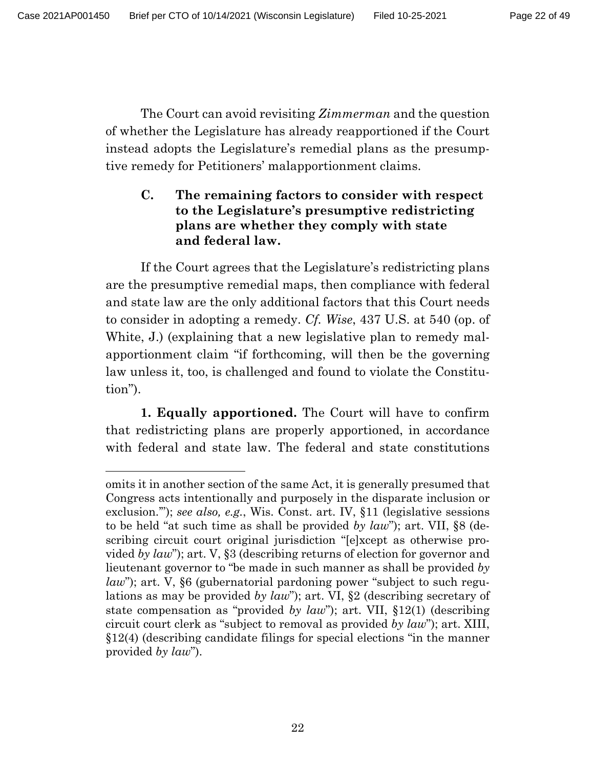The Court can avoid revisiting *Zimmerman* and the question of whether the Legislature has already reapportioned if the Court instead adopts the Legislature's remedial plans as the presumptive remedy for Petitioners' malapportionment claims.

### C. The remaining factors to consider with respect to the Legislature's presumptive redistricting plans are whether they comply with state and federal law.

If the Court agrees that the Legislature's redistricting plans are the presumptive remedial maps, then compliance with federal and state law are the only additional factors that this Court needs to consider in adopting a remedy. *Cf. Wise*, 437 U.S. at 540 (op. of White, J.) (explaining that a new legislative plan to remedy malapportionment claim "if forthcoming, will then be the governing law unless it, too, is challenged and found to violate the Constitution").

**1. Equally apportioned.** The Court will have to confirm that redistricting plans are properly apportioned, in accordance with federal and state law. The federal and state constitutions

---

omits it in another section of the same Act, it is generally presumed that Congress acts intentionally and purposely in the disparate inclusion or exclusion.'"); *see also, e.g.*, Wis. Const. art. IV, §11 (legislative sessions to be held "at such time as shall be provided *by law*"); art. VII, §8 (describing circuit court original jurisdiction "[e]xcept as otherwise provided *by law*"); art. V, §3 (describing returns of election for governor and lieutenant governor to "be made in such manner as shall be provided *by law*"); art. V, §6 (gubernatorial pardoning power "subject to such regulations as may be provided *by law*"); art. VI, §2 (describing secretary of state compensation as "provided *by law*"); art. VII, §12(1) (describing circuit court clerk as "subject to removal as provided *by law*"); art. XIII, §12(4) (describing candidate filings for special elections "in the manner provided *by law*").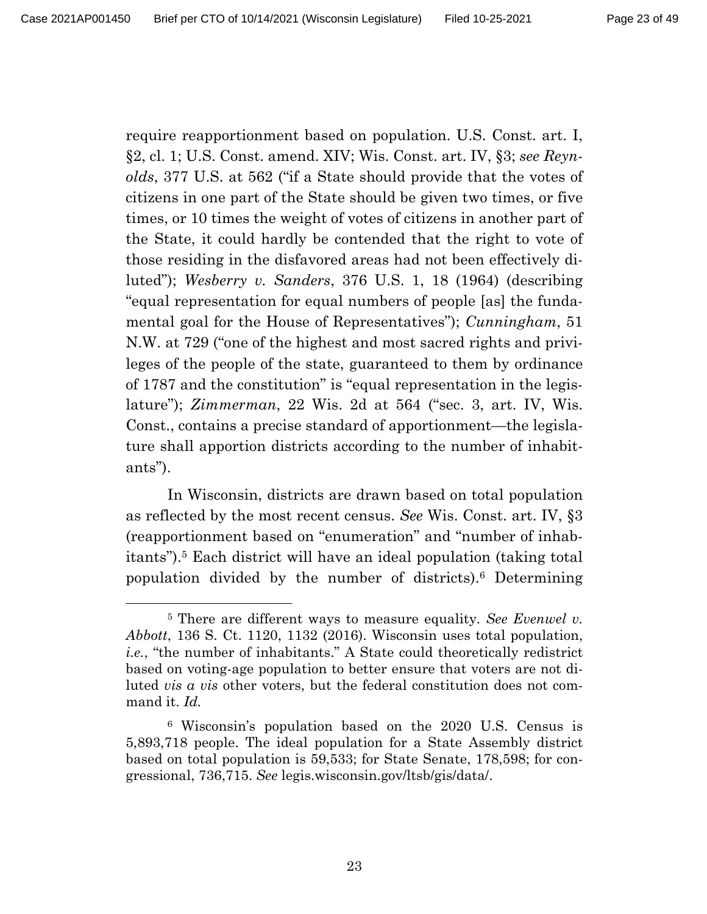require reapportionment based on population. U.S. Const. art. I, §2, cl. 1; U.S. Const. amend. XIV; Wis. Const. art. IV, §3; *see Reynolds*, 377 U.S. at 562 ("if a State should provide that the votes of citizens in one part of the State should be given two times, or five times, or 10 times the weight of votes of citizens in another part of the State, it could hardly be contended that the right to vote of those residing in the disfavored areas had not been effectively diluted"); *Wesberry v. Sanders*, 376 U.S. 1, 18 (1964) (describing "equal representation for equal numbers of people [as] the fundamental goal for the House of Representatives"); *Cunningham*, 51 N.W. at 729 ("one of the highest and most sacred rights and privileges of the people of the state, guaranteed to them by ordinance of 1787 and the constitution" is "equal representation in the legislature"); *Zimmerman*, 22 Wis. 2d at 564 ("sec. 3, art. IV, Wis. Const., contains a precise standard of apportionment—the legislature shall apportion districts according to the number of inhabitants").

In Wisconsin, districts are drawn based on total population as reflected by the most recent census. *See* Wis. Const. art. IV, §3 (reapportionment based on "enumeration" and "number of inhabitants").[5] Each district will have an ideal population (taking total population divided by the number of districts).[6] Determining

---

[5] There are different ways to measure equality. *See Evenwel v. Abbott*, 136 S. Ct. 1120, 1132 (2016). Wisconsin uses total population, *i.e.*, "the number of inhabitants." A State could theoretically redistrict based on voting-age population to better ensure that voters are not diluted *vis a vis* other voters, but the federal constitution does not command it. *Id.*

[6] Wisconsin's population based on the 2020 U.S. Census is 5,893,718 people. The ideal population for a State Assembly district based on total population is 59,533; for State Senate, 178,598; for congressional, 736,715. *See* legis.wisconsin.gov/ltsb/gis/data/.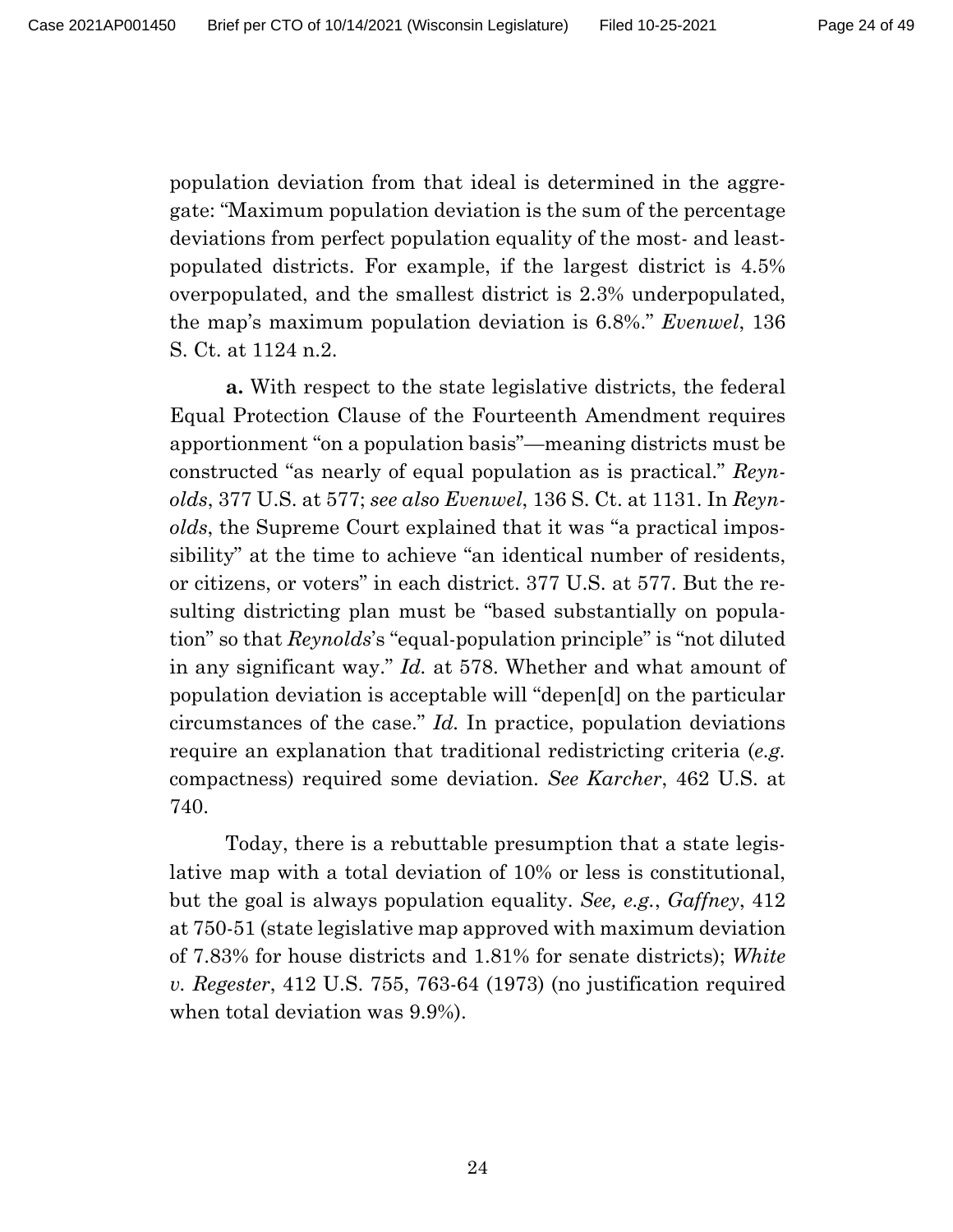population deviation from that ideal is determined in the aggregate: "Maximum population deviation is the sum of the percentage deviations from perfect population equality of the most- and least-populated districts. For example, if the largest district is 4.5% overpopulated, and the smallest district is 2.3% underpopulated, the map's maximum population deviation is 6.8%." *Evenwel*, 136 S. Ct. at 1124 n.2.

**a.** With respect to the state legislative districts, the federal Equal Protection Clause of the Fourteenth Amendment requires apportionment "on a population basis"—meaning districts must be constructed "as nearly of equal population as is practical." *Reynolds*, 377 U.S. at 577; *see also Evenwel*, 136 S. Ct. at 1131. In *Reynolds*, the Supreme Court explained that it was "a practical impossibility" at the time to achieve "an identical number of residents, or citizens, or voters" in each district. 377 U.S. at 577. But the resulting districting plan must be "based substantially on population" so that *Reynolds*'s "equal-population principle" is "not diluted in any significant way." *Id.* at 578. Whether and what amount of population deviation is acceptable will "depen[d] on the particular circumstances of the case." *Id.* In practice, population deviations require an explanation that traditional redistricting criteria (*e.g.* compactness) required some deviation. *See Karcher*, 462 U.S. at 740.

Today, there is a rebuttable presumption that a state legislative map with a total deviation of 10% or less is constitutional, but the goal is always population equality. *See, e.g.*, *Gaffney*, 412 at 750-51 (state legislative map approved with maximum deviation of 7.83% for house districts and 1.81% for senate districts); *White v. Regester*, 412 U.S. 755, 763-64 (1973) (no justification required when total deviation was 9.9%).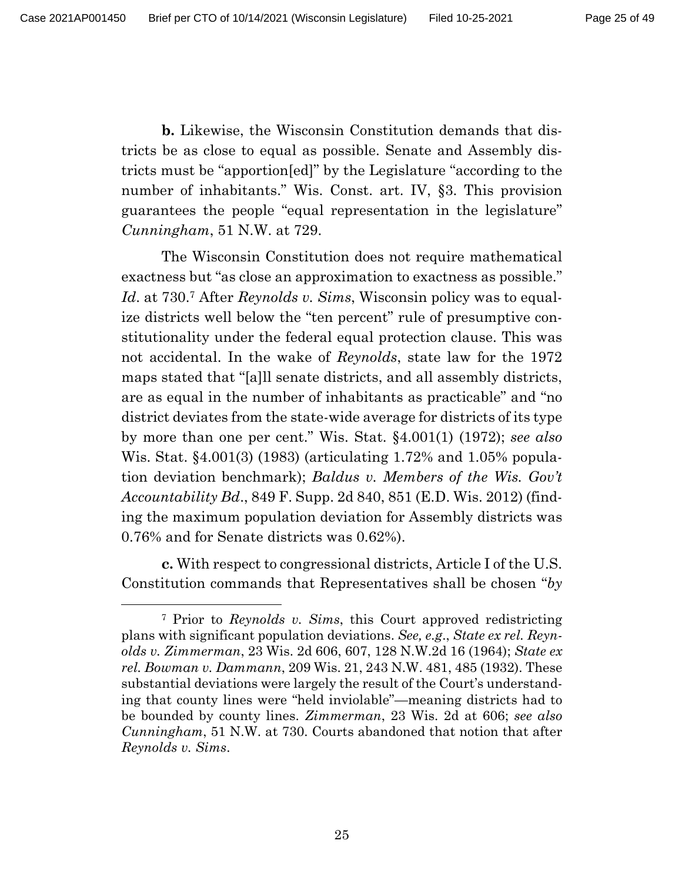**b.** Likewise, the Wisconsin Constitution demands that districts be as close to equal as possible. Senate and Assembly districts must be "apportion[ed]" by the Legislature "according to the number of inhabitants." Wis. Const. art. IV, §3. This provision guarantees the people "equal representation in the legislature" *Cunningham*, 51 N.W. at 729.

The Wisconsin Constitution does not require mathematical exactness but "as close an approximation to exactness as possible." *Id*. at 730.[7] After *Reynolds v. Sims*, Wisconsin policy was to equalize districts well below the "ten percent" rule of presumptive constitutionality under the federal equal protection clause. This was not accidental. In the wake of *Reynolds*, state law for the 1972 maps stated that "[a]ll senate districts, and all assembly districts, are as equal in the number of inhabitants as practicable" and "no district deviates from the state-wide average for districts of its type by more than one per cent." Wis. Stat. §4.001(1) (1972); *see also* Wis. Stat. §4.001(3) (1983) (articulating 1.72% and 1.05% population deviation benchmark); *Baldus v. Members of the Wis. Gov't Accountability Bd*., 849 F. Supp. 2d 840, 851 (E.D. Wis. 2012) (finding the maximum population deviation for Assembly districts was 0.76% and for Senate districts was 0.62%).

**c.** With respect to congressional districts, Article I of the U.S. Constitution commands that Representatives shall be chosen "*by*

---

[7] Prior to *Reynolds v. Sims*, this Court approved redistricting plans with significant population deviations. *See, e.g*., *State ex rel. Reynolds v. Zimmerman*, 23 Wis. 2d 606, 607, 128 N.W.2d 16 (1964); *State ex rel. Bowman v. Dammann*, 209 Wis. 21, 243 N.W. 481, 485 (1932). These substantial deviations were largely the result of the Court's understanding that county lines were "held inviolable"—meaning districts had to be bounded by county lines. *Zimmerman*, 23 Wis. 2d at 606; *see also Cunningham*, 51 N.W. at 730. Courts abandoned that notion that after *Reynolds v. Sims*.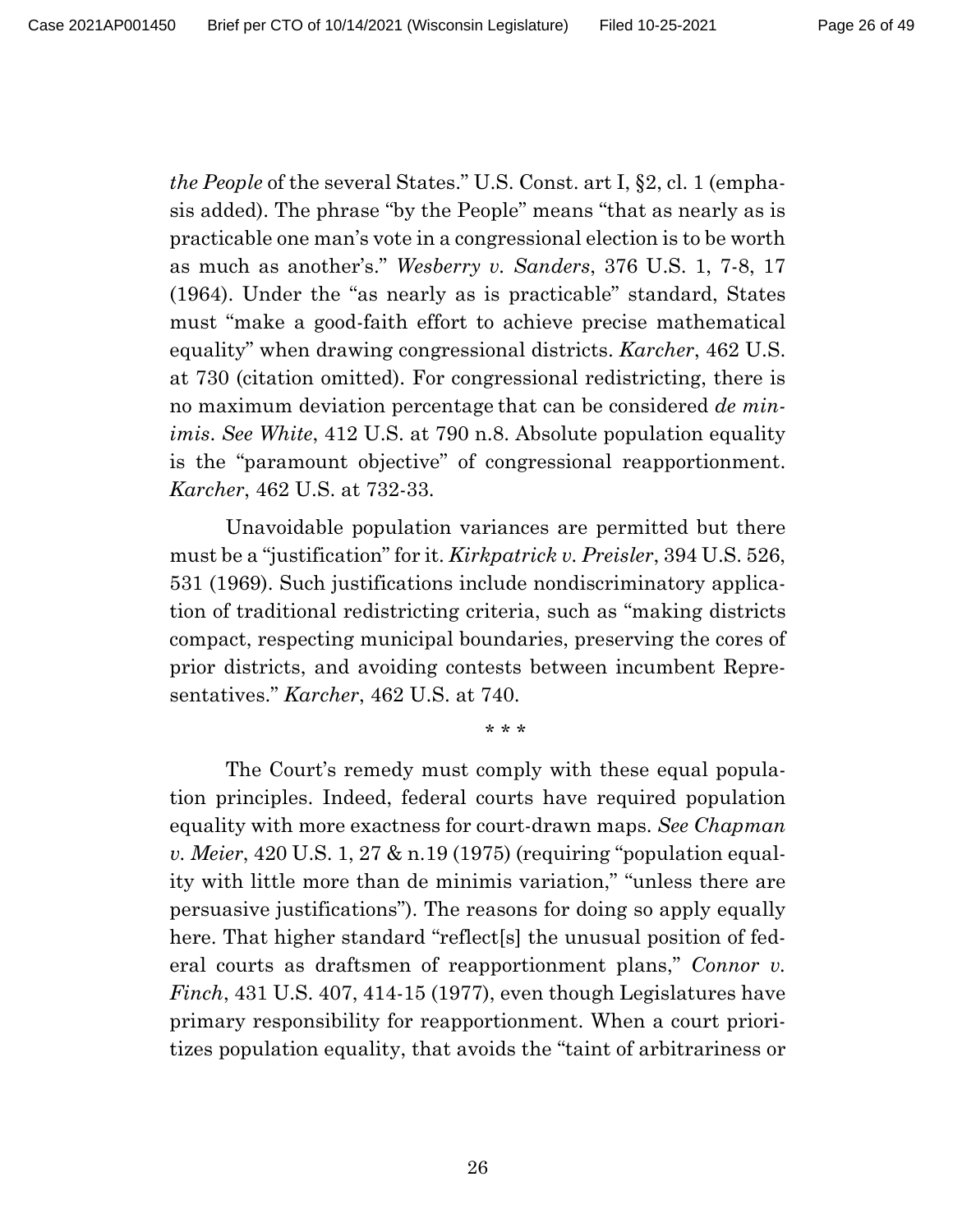*the People* of the several States." U.S. Const. art I, §2, cl. 1 (emphasis added). The phrase "by the People" means "that as nearly as is practicable one man's vote in a congressional election is to be worth as much as another's." *Wesberry v. Sanders*, 376 U.S. 1, 7-8, 17 (1964). Under the "as nearly as is practicable" standard, States must "make a good-faith effort to achieve precise mathematical equality" when drawing congressional districts. *Karcher*, 462 U.S. at 730 (citation omitted). For congressional redistricting, there is no maximum deviation percentage that can be considered *de minimis*. *See White*, 412 U.S. at 790 n.8. Absolute population equality is the "paramount objective" of congressional reapportionment. *Karcher*, 462 U.S. at 732-33.

Unavoidable population variances are permitted but there must be a "justification" for it. *Kirkpatrick v. Preisler*, 394 U.S. 526, 531 (1969). Such justifications include nondiscriminatory application of traditional redistricting criteria, such as "making districts compact, respecting municipal boundaries, preserving the cores of prior districts, and avoiding contests between incumbent Representatives." *Karcher*, 462 U.S. at 740.

\* \* \*

The Court's remedy must comply with these equal population principles. Indeed, federal courts have required population equality with more exactness for court-drawn maps. *See Chapman v. Meier*, 420 U.S. 1, 27 & n.19 (1975) (requiring "population equality with little more than de minimis variation," "unless there are persuasive justifications"). The reasons for doing so apply equally here. That higher standard "reflect[s] the unusual position of federal courts as draftsmen of reapportionment plans," *Connor v. Finch*, 431 U.S. 407, 414-15 (1977), even though Legislatures have primary responsibility for reapportionment. When a court prioritizes population equality, that avoids the "taint of arbitrariness or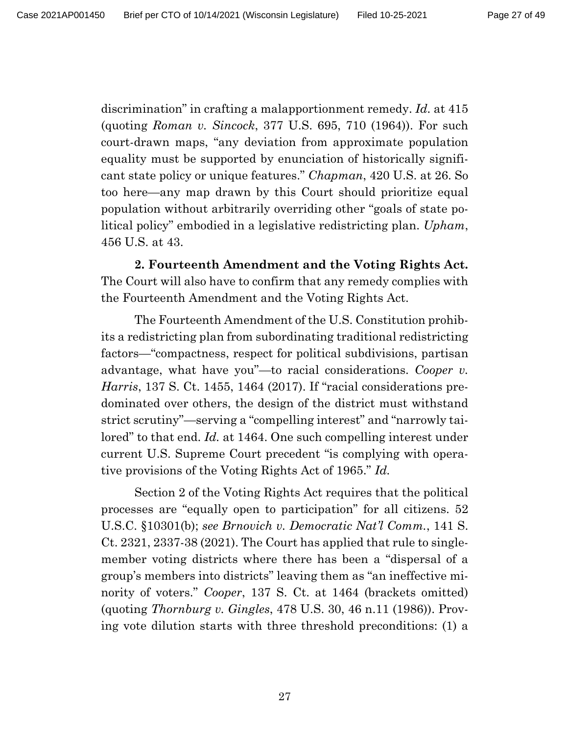discrimination" in crafting a malapportionment remedy. *Id.* at 415 (quoting *Roman v. Sincock*, 377 U.S. 695, 710 (1964)). For such court-drawn maps, "any deviation from approximate population equality must be supported by enunciation of historically significant state policy or unique features." *Chapman*, 420 U.S. at 26. So too here—any map drawn by this Court should prioritize equal population without arbitrarily overriding other "goals of state political policy" embodied in a legislative redistricting plan. *Upham*, 456 U.S. at 43.

**2. Fourteenth Amendment and the Voting Rights Act.** The Court will also have to confirm that any remedy complies with the Fourteenth Amendment and the Voting Rights Act.

The Fourteenth Amendment of the U.S. Constitution prohibits a redistricting plan from subordinating traditional redistricting factors—"compactness, respect for political subdivisions, partisan advantage, what have you"—to racial considerations. *Cooper v. Harris*, 137 S. Ct. 1455, 1464 (2017). If "racial considerations predominated over others, the design of the district must withstand strict scrutiny"—serving a "compelling interest" and "narrowly tailored" to that end. *Id.* at 1464. One such compelling interest under current U.S. Supreme Court precedent "is complying with operative provisions of the Voting Rights Act of 1965." *Id.*

Section 2 of the Voting Rights Act requires that the political processes are "equally open to participation" for all citizens. 52 U.S.C. §10301(b); *see Brnovich v. Democratic Nat'l Comm.*, 141 S. Ct. 2321, 2337-38 (2021). The Court has applied that rule to single-member voting districts where there has been a "dispersal of a group's members into districts" leaving them as "an ineffective minority of voters." *Cooper*, 137 S. Ct. at 1464 (brackets omitted) (quoting *Thornburg v. Gingles*, 478 U.S. 30, 46 n.11 (1986)). Proving vote dilution starts with three threshold preconditions: (1) a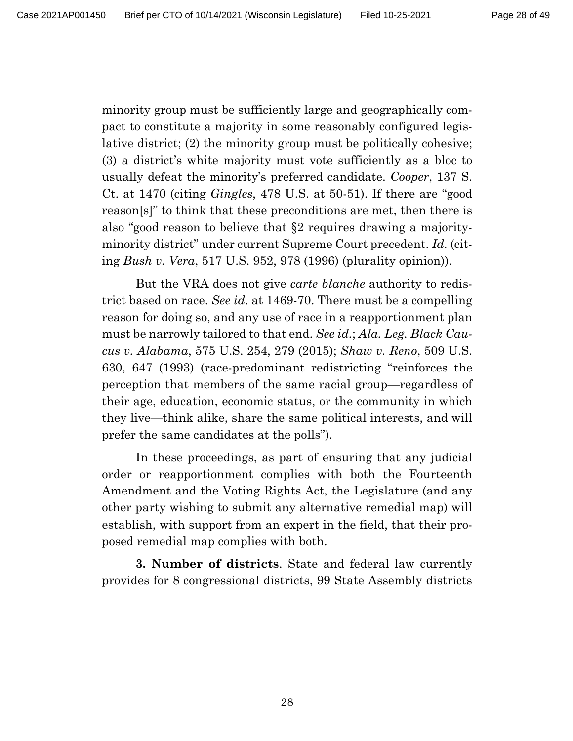minority group must be sufficiently large and geographically compact to constitute a majority in some reasonably configured legislative district; (2) the minority group must be politically cohesive; (3) a district's white majority must vote sufficiently as a bloc to usually defeat the minority's preferred candidate. *Cooper*, 137 S. Ct. at 1470 (citing *Gingles*, 478 U.S. at 50-51). If there are "good reason[s]" to think that these preconditions are met, then there is also "good reason to believe that §2 requires drawing a majority-minority district" under current Supreme Court precedent. *Id.* (citing *Bush v. Vera*, 517 U.S. 952, 978 (1996) (plurality opinion)).

But the VRA does not give *carte blanche* authority to redistrict based on race. *See id*. at 1469-70. There must be a compelling reason for doing so, and any use of race in a reapportionment plan must be narrowly tailored to that end. *See id.*; *Ala. Leg. Black Caucus v. Alabama*, 575 U.S. 254, 279 (2015); *Shaw v. Reno*, 509 U.S. 630, 647 (1993) (race-predominant redistricting "reinforces the perception that members of the same racial group—regardless of their age, education, economic status, or the community in which they live—think alike, share the same political interests, and will prefer the same candidates at the polls").

In these proceedings, as part of ensuring that any judicial order or reapportionment complies with both the Fourteenth Amendment and the Voting Rights Act, the Legislature (and any other party wishing to submit any alternative remedial map) will establish, with support from an expert in the field, that their proposed remedial map complies with both.

**3. Number of districts**. State and federal law currently provides for 8 congressional districts, 99 State Assembly districts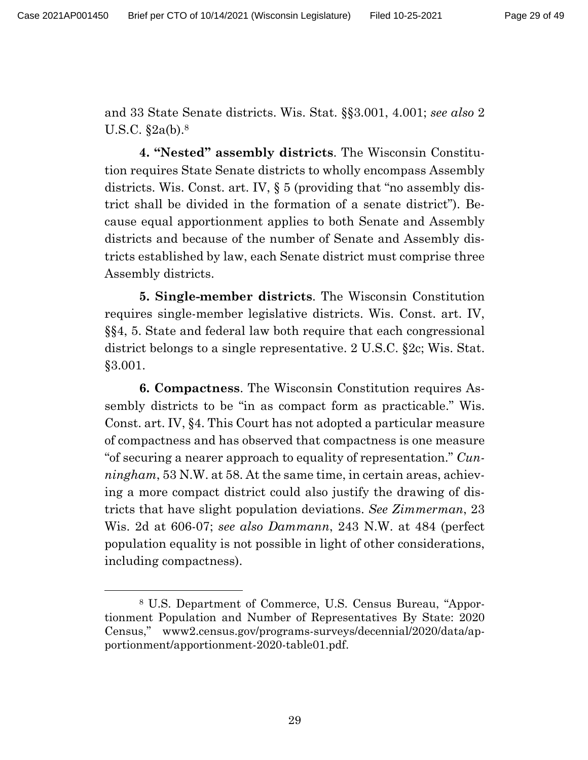and 33 State Senate districts. Wis. Stat. §§3.001, 4.001; *see also* 2 U.S.C. §2a(b).[8]

**4. "Nested" assembly districts**. The Wisconsin Constitution requires State Senate districts to wholly encompass Assembly districts. Wis. Const. art. IV, § 5 (providing that "no assembly district shall be divided in the formation of a senate district"). Because equal apportionment applies to both Senate and Assembly districts and because of the number of Senate and Assembly districts established by law, each Senate district must comprise three Assembly districts.

**5. Single-member districts**. The Wisconsin Constitution requires single-member legislative districts. Wis. Const. art. IV, §§4, 5. State and federal law both require that each congressional district belongs to a single representative. 2 U.S.C. §2c; Wis. Stat. §3.001.

**6. Compactness**. The Wisconsin Constitution requires Assembly districts to be "in as compact form as practicable." Wis. Const. art. IV, §4. This Court has not adopted a particular measure of compactness and has observed that compactness is one measure "of securing a nearer approach to equality of representation." *Cunningham*, 53 N.W. at 58. At the same time, in certain areas, achieving a more compact district could also justify the drawing of districts that have slight population deviations. *See Zimmerman*, 23 Wis. 2d at 606-07; *see also Dammann*, 243 N.W. at 484 (perfect population equality is not possible in light of other considerations, including compactness).

---

[8] U.S. Department of Commerce, U.S. Census Bureau, "Apportionment Population and Number of Representatives By State: 2020 Census," www2.census.gov/programs-surveys/decennial/2020/data/apportionment/apportionment-2020-table01.pdf.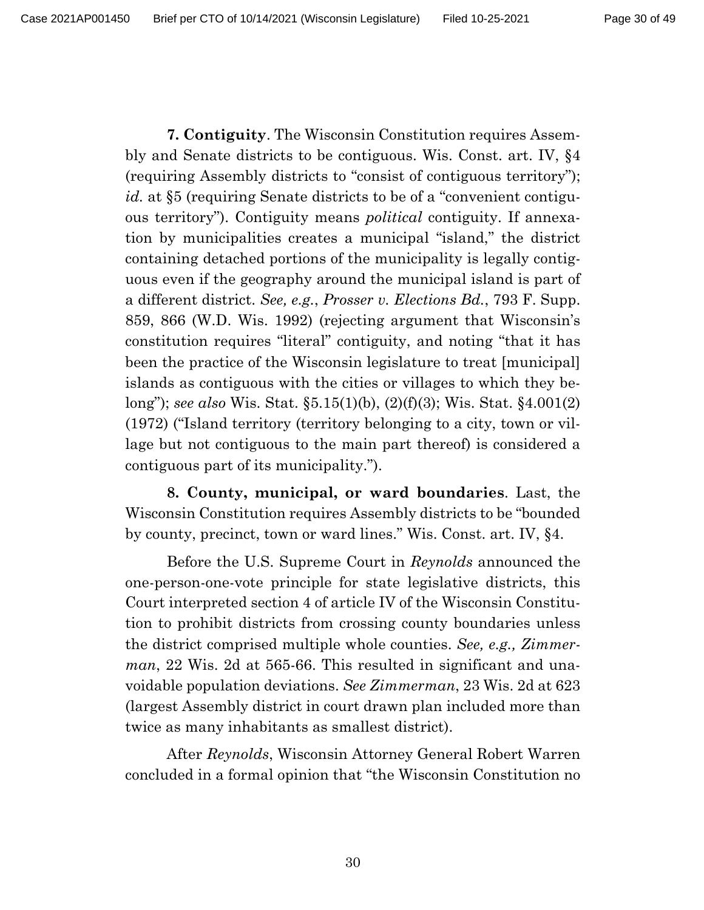**7. Contiguity**. The Wisconsin Constitution requires Assembly and Senate districts to be contiguous. Wis. Const. art. IV, §4 (requiring Assembly districts to "consist of contiguous territory"); *id.* at §5 (requiring Senate districts to be of a "convenient contiguous territory"). Contiguity means *political* contiguity. If annexation by municipalities creates a municipal "island," the district containing detached portions of the municipality is legally contiguous even if the geography around the municipal island is part of a different district. *See, e.g.*, *Prosser v. Elections Bd.*, 793 F. Supp. 859, 866 (W.D. Wis. 1992) (rejecting argument that Wisconsin's constitution requires "literal" contiguity, and noting "that it has been the practice of the Wisconsin legislature to treat [municipal] islands as contiguous with the cities or villages to which they belong"); *see also* Wis. Stat. §5.15(1)(b), (2)(f)(3); Wis. Stat. §4.001(2) (1972) ("Island territory (territory belonging to a city, town or village but not contiguous to the main part thereof) is considered a contiguous part of its municipality.").

**8. County, municipal, or ward boundaries**. Last, the Wisconsin Constitution requires Assembly districts to be "bounded by county, precinct, town or ward lines." Wis. Const. art. IV, §4.

Before the U.S. Supreme Court in *Reynolds* announced the one-person-one-vote principle for state legislative districts, this Court interpreted section 4 of article IV of the Wisconsin Constitution to prohibit districts from crossing county boundaries unless the district comprised multiple whole counties. *See, e.g., Zimmerman*, 22 Wis. 2d at 565-66. This resulted in significant and unavoidable population deviations. *See Zimmerman*, 23 Wis. 2d at 623 (largest Assembly district in court drawn plan included more than twice as many inhabitants as smallest district).

After *Reynolds*, Wisconsin Attorney General Robert Warren concluded in a formal opinion that "the Wisconsin Constitution no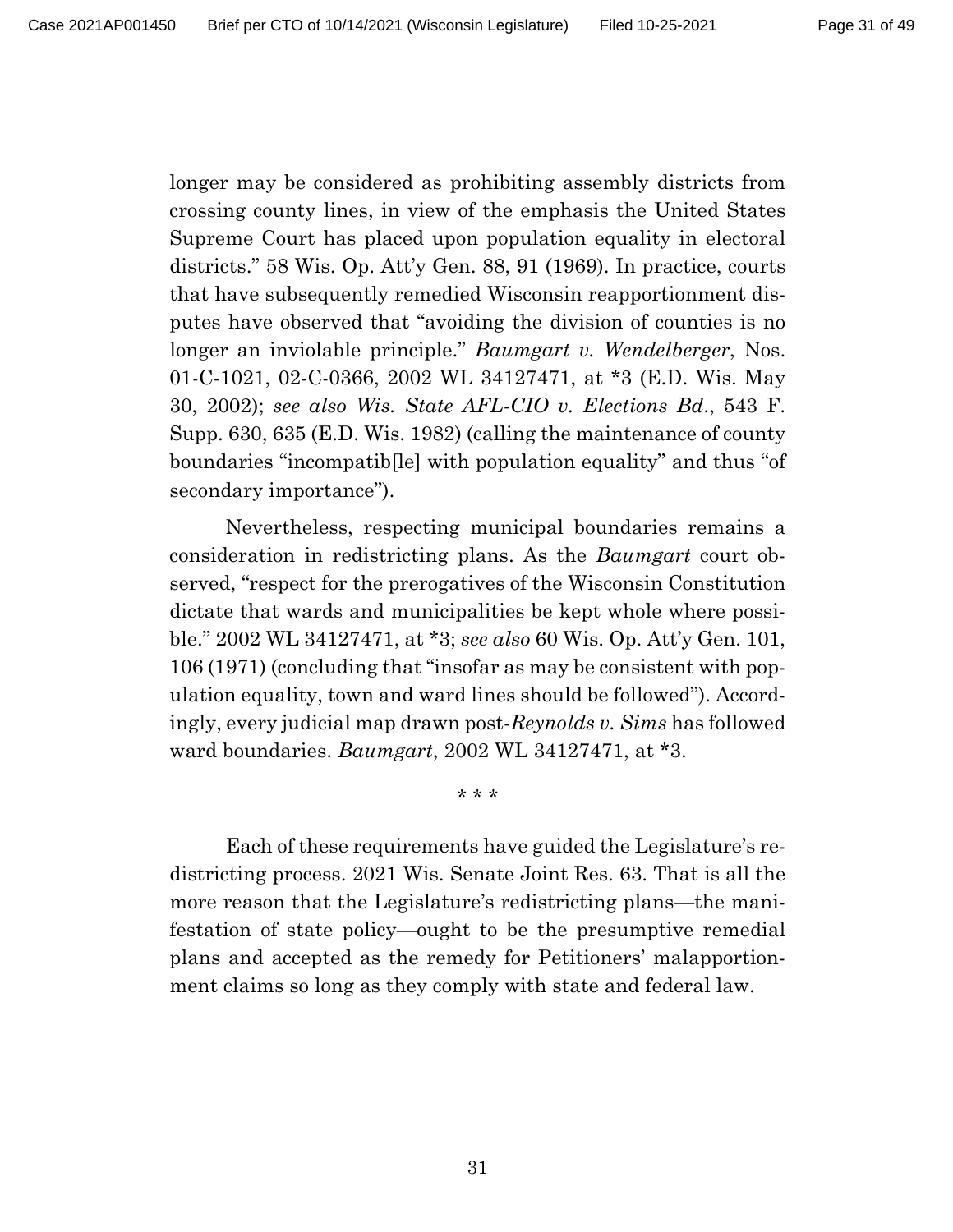longer may be considered as prohibiting assembly districts from crossing county lines, in view of the emphasis the United States Supreme Court has placed upon population equality in electoral districts." 58 Wis. Op. Att'y Gen. 88, 91 (1969). In practice, courts that have subsequently remedied Wisconsin reapportionment disputes have observed that "avoiding the division of counties is no longer an inviolable principle." *Baumgart v. Wendelberger*, Nos. 01-C-1021, 02-C-0366, 2002 WL 34127471, at *3 (E.D. Wis. May 30, 2002); *see also Wis. State AFL-CIO v. Elections Bd.*, 543 F. Supp. 630, 635 (E.D. Wis. 1982) (calling the maintenance of county boundaries "incompatib[le] with population equality" and thus "of secondary importance").

Nevertheless, respecting municipal boundaries remains a consideration in redistricting plans. As the *Baumgart* court observed, "respect for the prerogatives of the Wisconsin Constitution dictate that wards and municipalities be kept whole where possible." 2002 WL 34127471, at *3; *see also* 60 Wis. Op. Att'y Gen. 101, 106 (1971) (concluding that "insofar as may be consistent with population equality, town and ward lines should be followed"). Accordingly, every judicial map drawn post-*Reynolds v. Sims* has followed ward boundaries. *Baumgart*, 2002 WL 34127471, at *3.

\* \* \*

Each of these requirements have guided the Legislature's redistricting process. 2021 Wis. Senate Joint Res. 63. That is all the more reason that the Legislature's redistricting plans—the manifestation of state policy—ought to be the presumptive remedial plans and accepted as the remedy for Petitioners' malapportionment claims so long as they comply with state and federal law.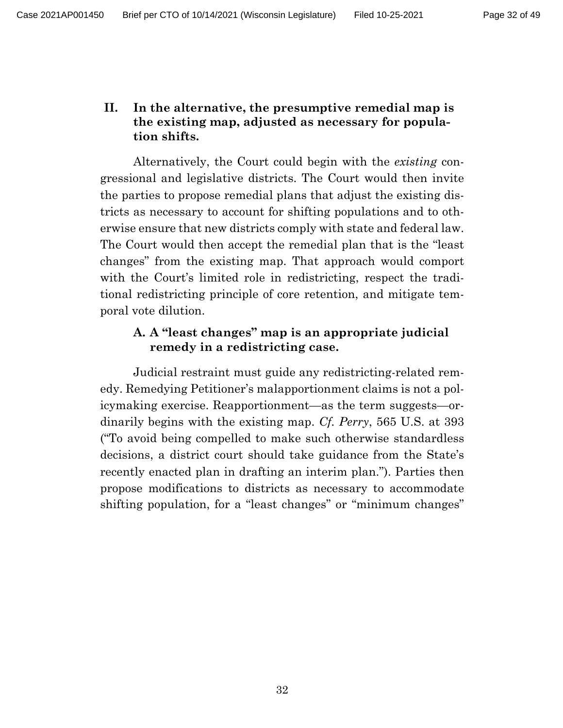## II. In the alternative, the presumptive remedial map is the existing map, adjusted as necessary for population shifts.

Alternatively, the Court could begin with the *existing* congressional and legislative districts. The Court would then invite the parties to propose remedial plans that adjust the existing districts as necessary to account for shifting populations and to otherwise ensure that new districts comply with state and federal law. The Court would then accept the remedial plan that is the "least changes" from the existing map. That approach would comport with the Court's limited role in redistricting, respect the traditional redistricting principle of core retention, and mitigate temporal vote dilution.

### A. A "least changes" map is an appropriate judicial remedy in a redistricting case.

Judicial restraint must guide any redistricting-related remedy. Remedying Petitioner's malapportionment claims is not a policymaking exercise. Reapportionment—as the term suggests—ordinarily begins with the existing map. *Cf. Perry*, 565 U.S. at 393 ("To avoid being compelled to make such otherwise standardless decisions, a district court should take guidance from the State's recently enacted plan in drafting an interim plan."). Parties then propose modifications to districts as necessary to accommodate shifting population, for a "least changes" or "minimum changes"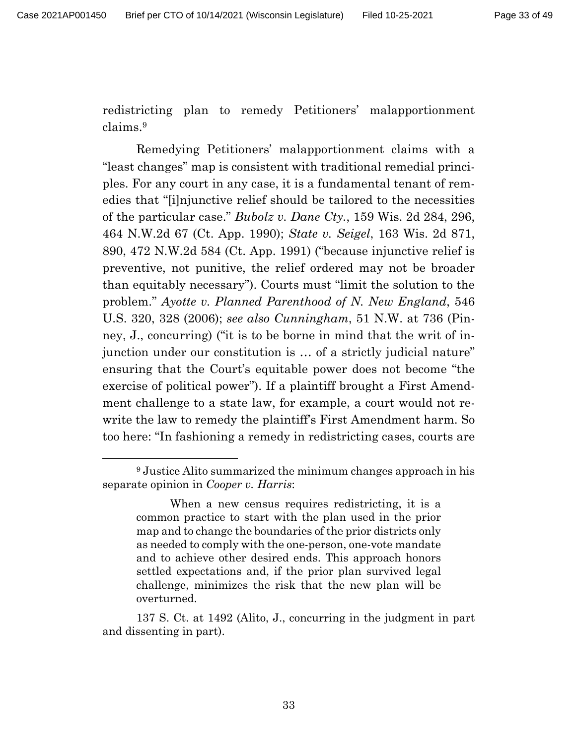redistricting plan to remedy Petitioners' malapportionment claims.[9]

Remedying Petitioners' malapportionment claims with a "least changes" map is consistent with traditional remedial principles. For any court in any case, it is a fundamental tenant of remedies that "[i]njunctive relief should be tailored to the necessities of the particular case." *Bubolz v. Dane Cty.*, 159 Wis. 2d 284, 296, 464 N.W.2d 67 (Ct. App. 1990); *State v. Seigel*, 163 Wis. 2d 871, 890, 472 N.W.2d 584 (Ct. App. 1991) ("because injunctive relief is preventive, not punitive, the relief ordered may not be broader than equitably necessary"). Courts must "limit the solution to the problem." *Ayotte v. Planned Parenthood of N. New England*, 546 U.S. 320, 328 (2006); *see also Cunningham*, 51 N.W. at 736 (Pinney, J., concurring) ("it is to be borne in mind that the writ of injunction under our constitution is … of a strictly judicial nature" ensuring that the Court's equitable power does not become "the exercise of political power"). If a plaintiff brought a First Amendment challenge to a state law, for example, a court would not rewrite the law to remedy the plaintiff's First Amendment harm. So too here: "In fashioning a remedy in redistricting cases, courts are

---

[9] Justice Alito summarized the minimum changes approach in his separate opinion in *Cooper v. Harris*:

> When a new census requires redistricting, it is a common practice to start with the plan used in the prior map and to change the boundaries of the prior districts only as needed to comply with the one-person, one-vote mandate and to achieve other desired ends. This approach honors settled expectations and, if the prior plan survived legal challenge, minimizes the risk that the new plan will be overturned.

137 S. Ct. at 1492 (Alito, J., concurring in the judgment in part and dissenting in part).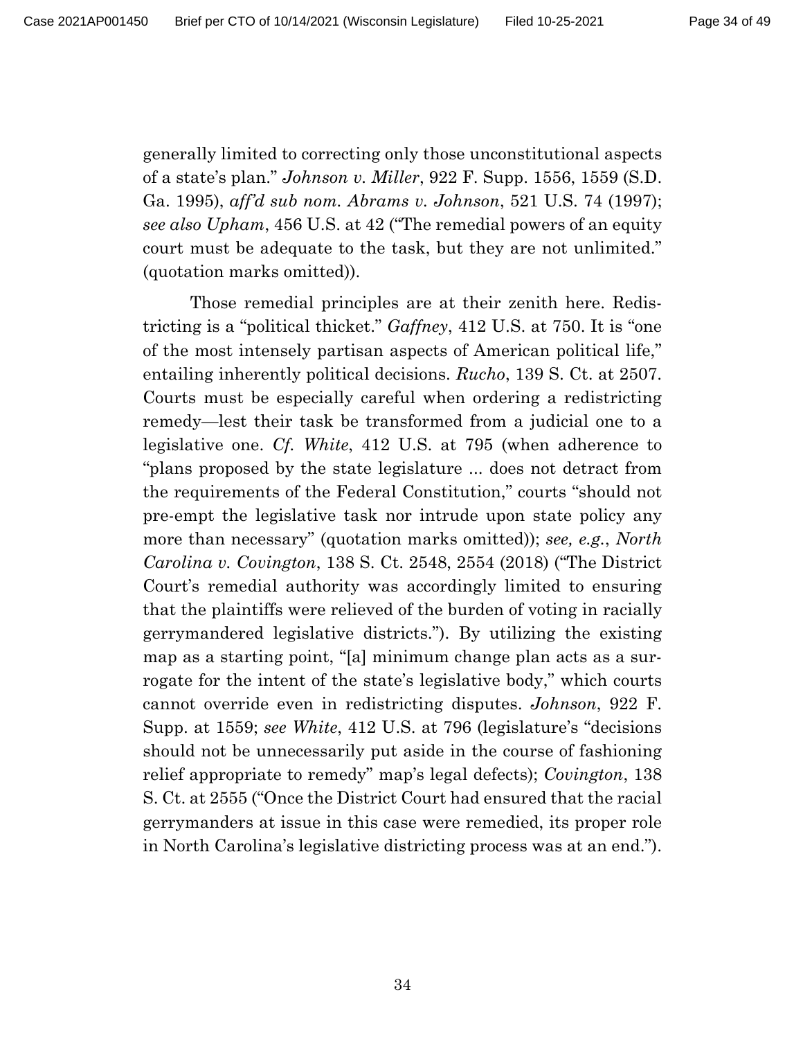generally limited to correcting only those unconstitutional aspects of a state's plan." *Johnson v. Miller*, 922 F. Supp. 1556, 1559 (S.D. Ga. 1995), *aff'd sub nom. Abrams v. Johnson*, 521 U.S. 74 (1997); *see also Upham*, 456 U.S. at 42 ("The remedial powers of an equity court must be adequate to the task, but they are not unlimited." (quotation marks omitted)).

Those remedial principles are at their zenith here. Redistricting is a "political thicket." *Gaffney*, 412 U.S. at 750. It is "one of the most intensely partisan aspects of American political life," entailing inherently political decisions. *Rucho*, 139 S. Ct. at 2507. Courts must be especially careful when ordering a redistricting remedy—lest their task be transformed from a judicial one to a legislative one. *Cf. White*, 412 U.S. at 795 (when adherence to "plans proposed by the state legislature ... does not detract from the requirements of the Federal Constitution," courts "should not pre-empt the legislative task nor intrude upon state policy any more than necessary" (quotation marks omitted)); *see, e.g.*, *North Carolina v. Covington*, 138 S. Ct. 2548, 2554 (2018) ("The District Court's remedial authority was accordingly limited to ensuring that the plaintiffs were relieved of the burden of voting in racially gerrymandered legislative districts."). By utilizing the existing map as a starting point, "[a] minimum change plan acts as a surrogate for the intent of the state's legislative body," which courts cannot override even in redistricting disputes. *Johnson*, 922 F. Supp. at 1559; *see White*, 412 U.S. at 796 (legislature's "decisions should not be unnecessarily put aside in the course of fashioning relief appropriate to remedy" map's legal defects); *Covington*, 138 S. Ct. at 2555 ("Once the District Court had ensured that the racial gerrymanders at issue in this case were remedied, its proper role in North Carolina's legislative districting process was at an end.").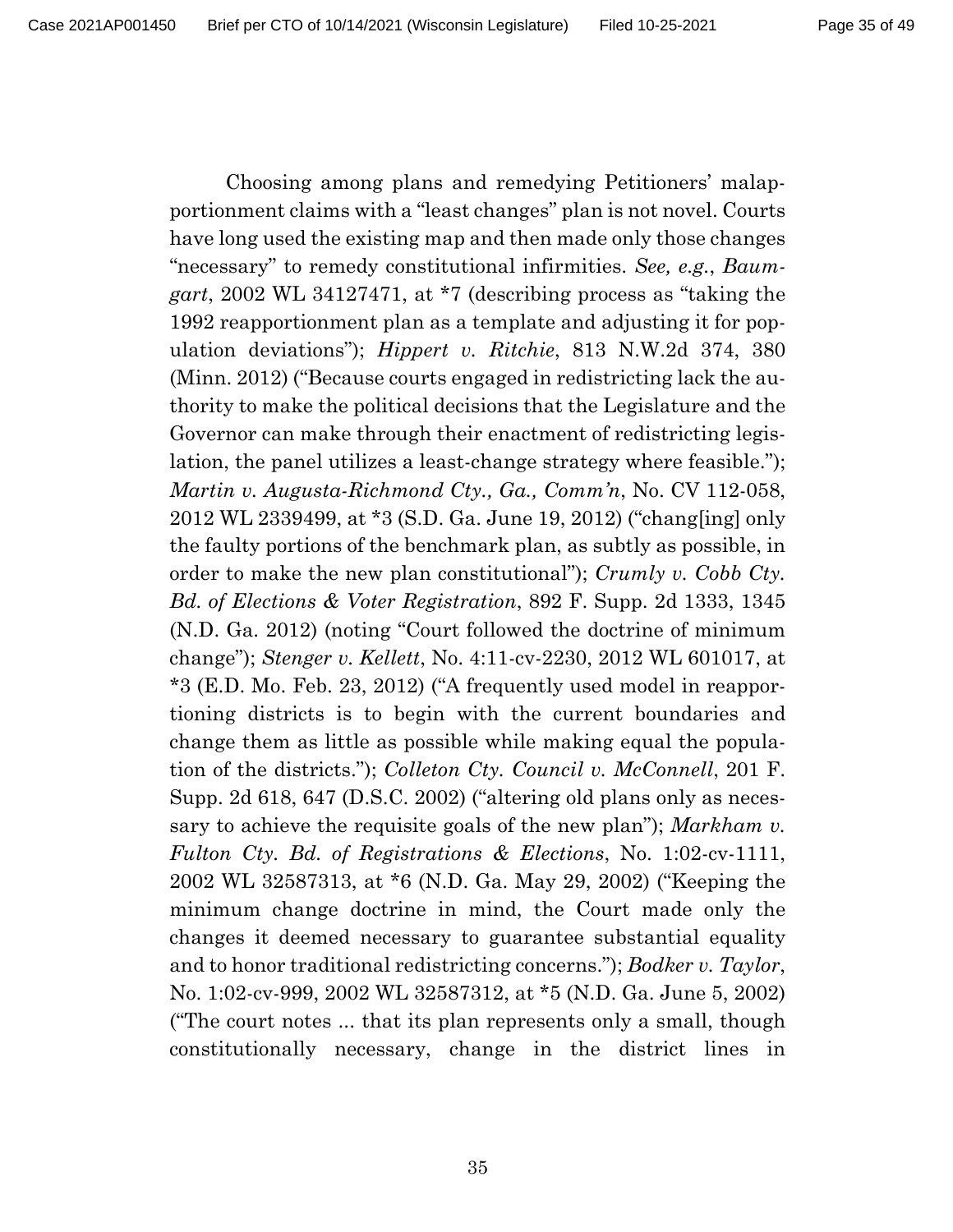Choosing among plans and remedying Petitioners' malapportionment claims with a "least changes" plan is not novel. Courts have long used the existing map and then made only those changes "necessary" to remedy constitutional infirmities. *See, e.g.*, *Baumgart*, 2002 WL 34127471, at *7 (describing process as "taking the 1992 reapportionment plan as a template and adjusting it for population deviations"); *Hippert v. Ritchie*, 813 N.W.2d 374, 380 (Minn. 2012) ("Because courts engaged in redistricting lack the authority to make the political decisions that the Legislature and the Governor can make through their enactment of redistricting legislation, the panel utilizes a least-change strategy where feasible."); *Martin v. Augusta-Richmond Cty., Ga., Comm'n*, No. CV 112-058, 2012 WL 2339499, at *3 (S.D. Ga. June 19, 2012) ("chang[ing] only the faulty portions of the benchmark plan, as subtly as possible, in order to make the new plan constitutional"); *Crumly v. Cobb Cty. Bd. of Elections & Voter Registration*, 892 F. Supp. 2d 1333, 1345 (N.D. Ga. 2012) (noting "Court followed the doctrine of minimum change"); *Stenger v. Kellett*, No. 4:11-cv-2230, 2012 WL 601017, at *3 (E.D. Mo. Feb. 23, 2012) ("A frequently used model in reapportioning districts is to begin with the current boundaries and change them as little as possible while making equal the population of the districts."); *Colleton Cty. Council v. McConnell*, 201 F. Supp. 2d 618, 647 (D.S.C. 2002) ("altering old plans only as necessary to achieve the requisite goals of the new plan"); *Markham v. Fulton Cty. Bd. of Registrations & Elections*, No. 1:02-cv-1111, 2002 WL 32587313, at *6 (N.D. Ga. May 29, 2002) ("Keeping the minimum change doctrine in mind, the Court made only the changes it deemed necessary to guarantee substantial equality and to honor traditional redistricting concerns."); *Bodker v. Taylor*, No. 1:02-cv-999, 2002 WL 32587312, at *5 (N.D. Ga. June 5, 2002) ("The court notes ... that its plan represents only a small, though constitutionally necessary, change in the district lines in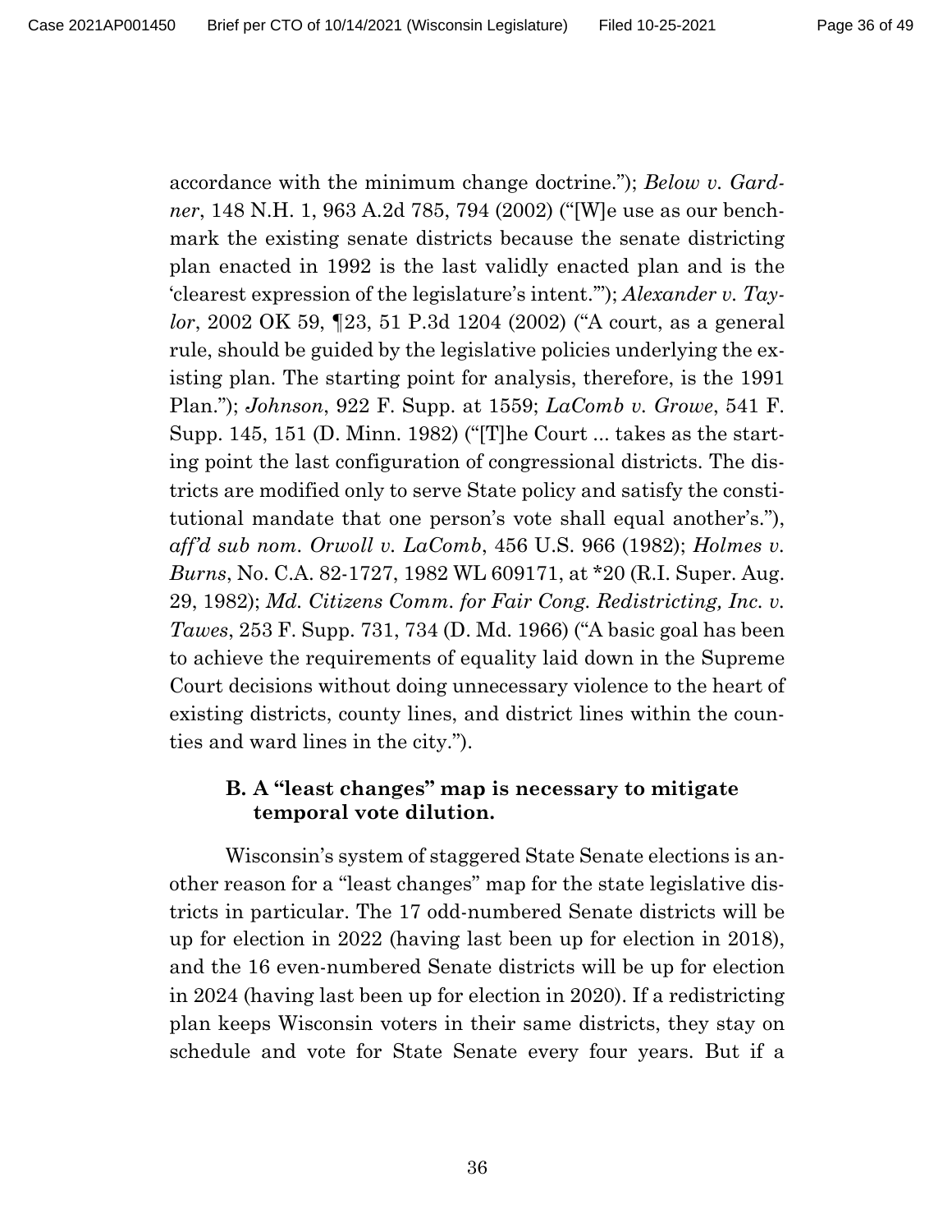accordance with the minimum change doctrine."); *Below v. Gardner*, 148 N.H. 1, 963 A.2d 785, 794 (2002) ("[W]e use as our benchmark the existing senate districts because the senate districting plan enacted in 1992 is the last validly enacted plan and is the 'clearest expression of the legislature's intent.'"); *Alexander v. Taylor*, 2002 OK 59, ¶23, 51 P.3d 1204 (2002) ("A court, as a general rule, should be guided by the legislative policies underlying the existing plan. The starting point for analysis, therefore, is the 1991 Plan."); *Johnson*, 922 F. Supp. at 1559; *LaComb v. Growe*, 541 F. Supp. 145, 151 (D. Minn. 1982) ("[T]he Court ... takes as the starting point the last configuration of congressional districts. The districts are modified only to serve State policy and satisfy the constitutional mandate that one person's vote shall equal another's."), *aff'd sub nom. Orwoll v. LaComb*, 456 U.S. 966 (1982); *Holmes v. Burns*, No. C.A. 82-1727, 1982 WL 609171, at *20 (R.I. Super. Aug. 29, 1982); *Md. Citizens Comm. for Fair Cong. Redistricting, Inc. v. Tawes*, 253 F. Supp. 731, 734 (D. Md. 1966) ("A basic goal has been to achieve the requirements of equality laid down in the Supreme Court decisions without doing unnecessary violence to the heart of existing districts, county lines, and district lines within the counties and ward lines in the city.").

### B. A "least changes" map is necessary to mitigate temporal vote dilution.

Wisconsin's system of staggered State Senate elections is another reason for a "least changes" map for the state legislative districts in particular. The 17 odd-numbered Senate districts will be up for election in 2022 (having last been up for election in 2018), and the 16 even-numbered Senate districts will be up for election in 2024 (having last been up for election in 2020). If a redistricting plan keeps Wisconsin voters in their same districts, they stay on schedule and vote for State Senate every four years. But if a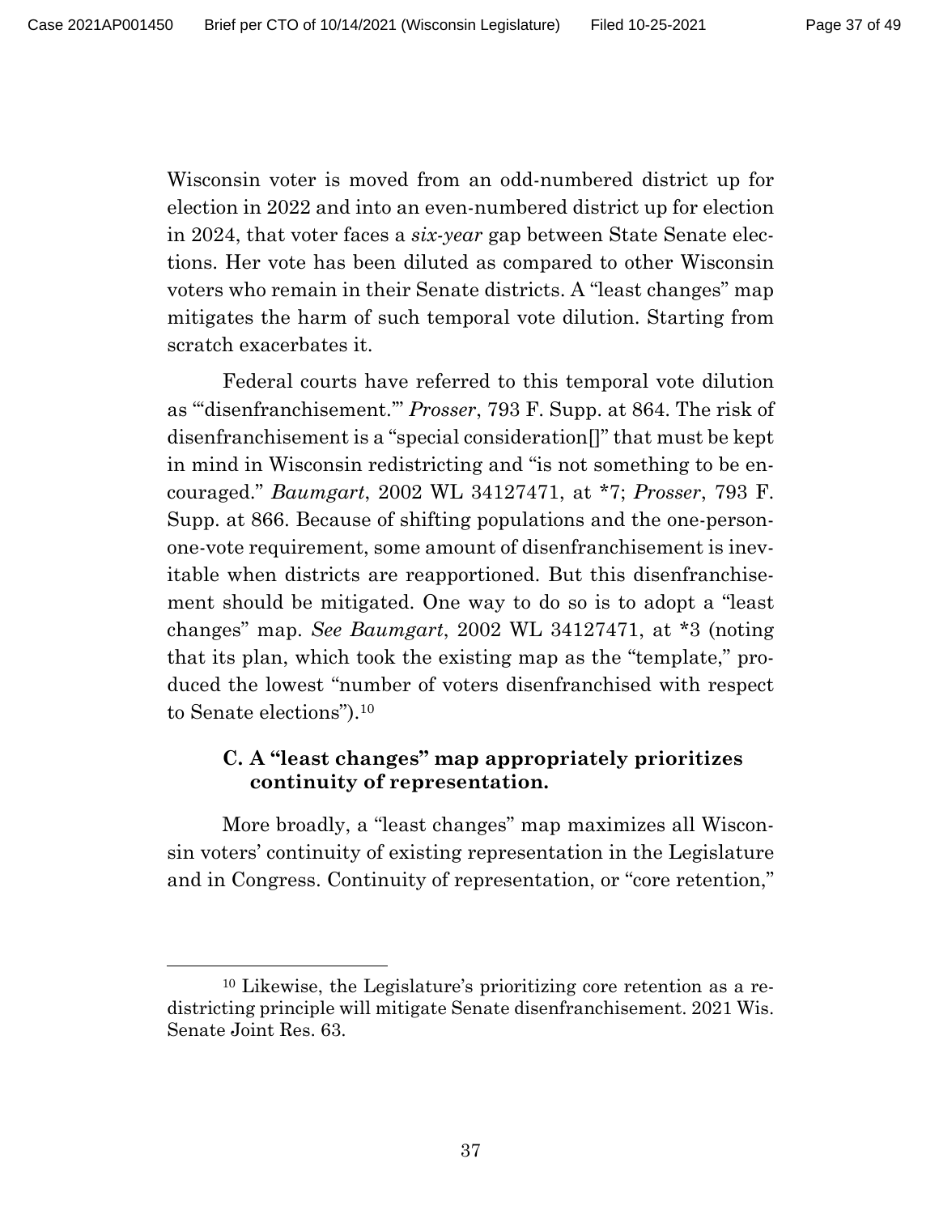Wisconsin voter is moved from an odd-numbered district up for election in 2022 and into an even-numbered district up for election in 2024, that voter faces a *six-year* gap between State Senate elections. Her vote has been diluted as compared to other Wisconsin voters who remain in their Senate districts. A "least changes" map mitigates the harm of such temporal vote dilution. Starting from scratch exacerbates it.

Federal courts have referred to this temporal vote dilution as "'disenfranchisement.'" *Prosser*, 793 F. Supp. at 864. The risk of disenfranchisement is a "special consideration[]" that must be kept in mind in Wisconsin redistricting and "is not something to be encouraged." *Baumgart*, 2002 WL 34127471, at *7; *Prosser*, 793 F. Supp. at 866. Because of shifting populations and the one-person-one-vote requirement, some amount of disenfranchisement is inevitable when districts are reapportioned. But this disenfranchisement should be mitigated. One way to do so is to adopt a "least changes" map. *See Baumgart*, 2002 WL 34127471, at *3 (noting that its plan, which took the existing map as the "template," produced the lowest "number of voters disenfranchised with respect to Senate elections").[10]

### C. A "least changes" map appropriately prioritizes continuity of representation.

More broadly, a "least changes" map maximizes all Wisconsin voters' continuity of existing representation in the Legislature and in Congress. Continuity of representation, or "core retention,"

---

[10] Likewise, the Legislature's prioritizing core retention as a redistricting principle will mitigate Senate disenfranchisement. 2021 Wis. Senate Joint Res. 63.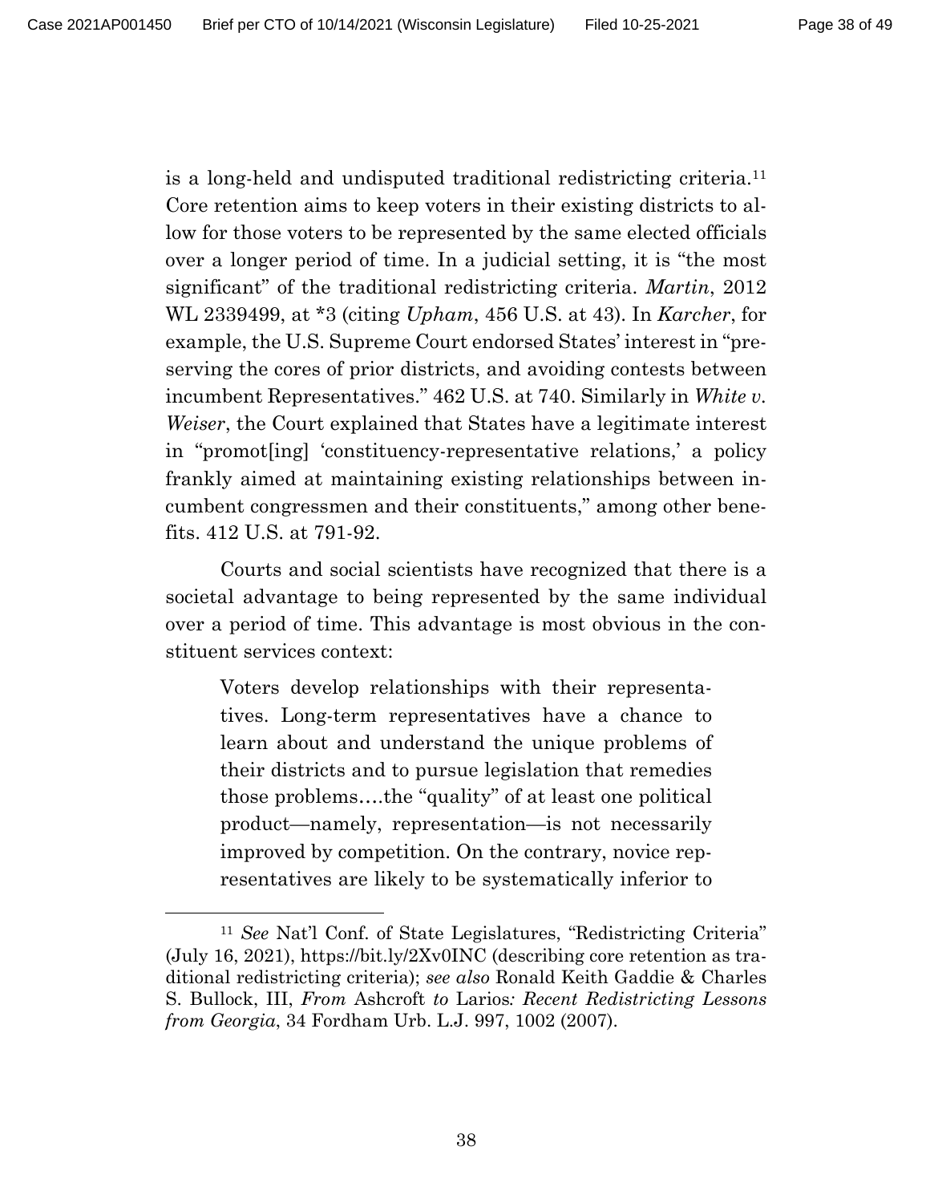is a long-held and undisputed traditional redistricting criteria.[11] Core retention aims to keep voters in their existing districts to allow for those voters to be represented by the same elected officials over a longer period of time. In a judicial setting, it is "the most significant" of the traditional redistricting criteria. *Martin*, 2012 WL 2339499, at *3 (citing *Upham*, 456 U.S. at 43). In *Karcher*, for example, the U.S. Supreme Court endorsed States' interest in "preserving the cores of prior districts, and avoiding contests between incumbent Representatives." 462 U.S. at 740. Similarly in *White v. Weiser*, the Court explained that States have a legitimate interest in "promot[ing] 'constituency-representative relations,' a policy frankly aimed at maintaining existing relationships between incumbent congressmen and their constituents," among other benefits. 412 U.S. at 791-92.

Courts and social scientists have recognized that there is a societal advantage to being represented by the same individual over a period of time. This advantage is most obvious in the constituent services context:

> Voters develop relationships with their representatives. Long-term representatives have a chance to learn about and understand the unique problems of their districts and to pursue legislation that remedies those problems….the "quality" of at least one political product—namely, representation—is not necessarily improved by competition. On the contrary, novice representatives are likely to be systematically inferior to

---

[11] *See* Nat'l Conf. of State Legislatures, "Redistricting Criteria" (July 16, 2021), https://bit.ly/2Xv0INC (describing core retention as traditional redistricting criteria); *see also* Ronald Keith Gaddie & Charles S. Bullock, III, *From* Ashcroft *to* Larios*: Recent Redistricting Lessons from Georgia*, 34 Fordham Urb. L.J. 997, 1002 (2007).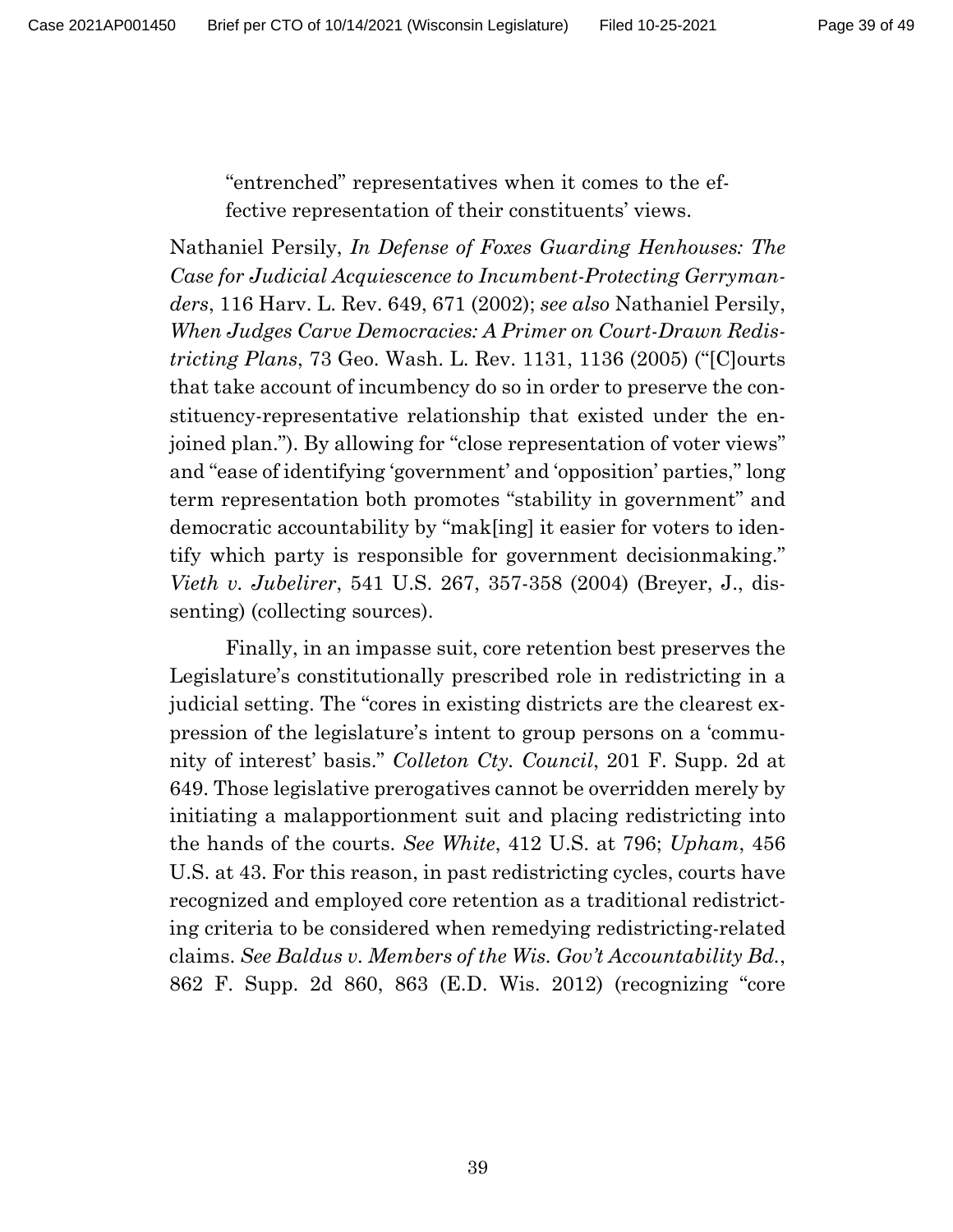> "entrenched" representatives when it comes to the effective representation of their constituents' views.

Nathaniel Persily, *In Defense of Foxes Guarding Henhouses: The Case for Judicial Acquiescence to Incumbent-Protecting Gerrymanders*, 116 Harv. L. Rev. 649, 671 (2002); *see also* Nathaniel Persily, *When Judges Carve Democracies: A Primer on Court-Drawn Redistricting Plans*, 73 Geo. Wash. L. Rev. 1131, 1136 (2005) ("[C]ourts that take account of incumbency do so in order to preserve the constituency-representative relationship that existed under the enjoined plan."). By allowing for "close representation of voter views" and "ease of identifying 'government' and 'opposition' parties," long term representation both promotes "stability in government" and democratic accountability by "mak[ing] it easier for voters to identify which party is responsible for government decisionmaking." *Vieth v. Jubelirer*, 541 U.S. 267, 357-358 (2004) (Breyer, J., dissenting) (collecting sources).

Finally, in an impasse suit, core retention best preserves the Legislature's constitutionally prescribed role in redistricting in a judicial setting. The "cores in existing districts are the clearest expression of the legislature's intent to group persons on a 'community of interest' basis." *Colleton Cty. Council*, 201 F. Supp. 2d at 649. Those legislative prerogatives cannot be overridden merely by initiating a malapportionment suit and placing redistricting into the hands of the courts. *See White*, 412 U.S. at 796; *Upham*, 456 U.S. at 43. For this reason, in past redistricting cycles, courts have recognized and employed core retention as a traditional redistricting criteria to be considered when remedying redistricting-related claims. *See Baldus v. Members of the Wis. Gov't Accountability Bd.*, 862 F. Supp. 2d 860, 863 (E.D. Wis. 2012) (recognizing "core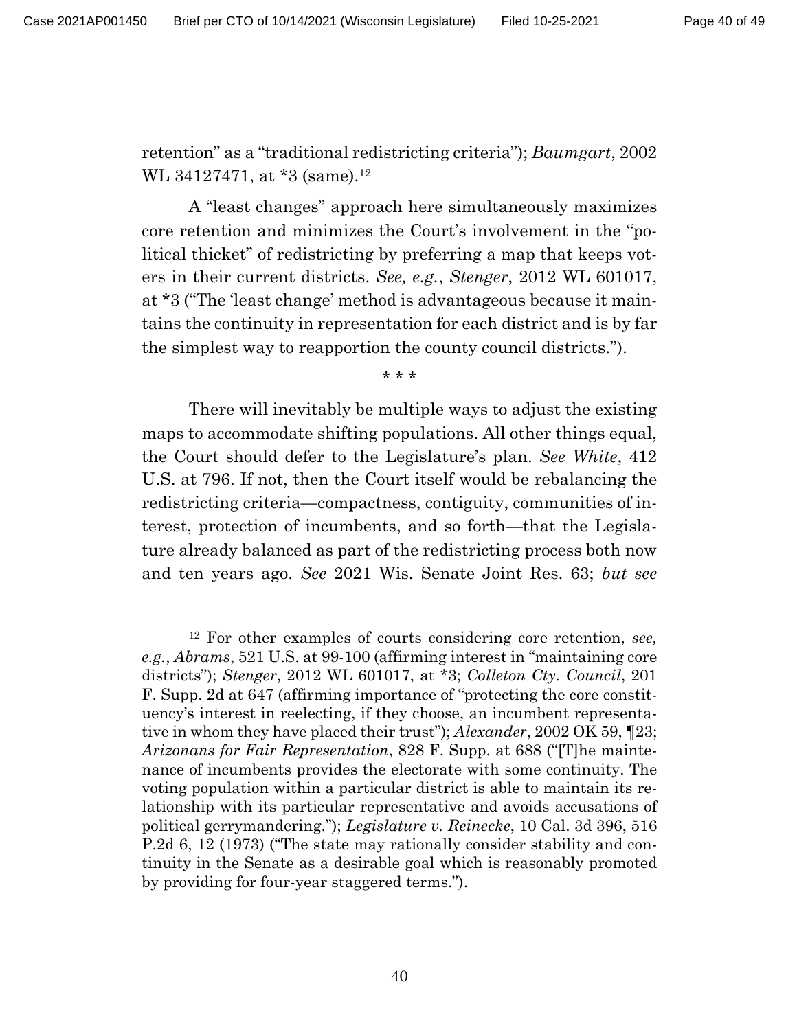retention" as a "traditional redistricting criteria"); *Baumgart*, 2002 WL 34127471, at \*3 (same).[12]

A "least changes" approach here simultaneously maximizes core retention and minimizes the Court's involvement in the "political thicket" of redistricting by preferring a map that keeps voters in their current districts. *See, e.g.*, *Stenger*, 2012 WL 601017, at \*3 ("The 'least change' method is advantageous because it maintains the continuity in representation for each district and is by far the simplest way to reapportion the county council districts.").

\* \* \*

There will inevitably be multiple ways to adjust the existing maps to accommodate shifting populations. All other things equal, the Court should defer to the Legislature's plan. *See White*, 412 U.S. at 796. If not, then the Court itself would be rebalancing the redistricting criteria—compactness, contiguity, communities of interest, protection of incumbents, and so forth—that the Legislature already balanced as part of the redistricting process both now and ten years ago. *See* 2021 Wis. Senate Joint Res. 63; *but see*

---

[12] For other examples of courts considering core retention, *see, e.g.*, *Abrams*, 521 U.S. at 99-100 (affirming interest in "maintaining core districts"); *Stenger*, 2012 WL 601017, at \*3; *Colleton Cty. Council*, 201 F. Supp. 2d at 647 (affirming importance of "protecting the core constituency's interest in reelecting, if they choose, an incumbent representative in whom they have placed their trust"); *Alexander*, 2002 OK 59, ¶23; *Arizonans for Fair Representation*, 828 F. Supp. at 688 ("[T]he maintenance of incumbents provides the electorate with some continuity. The voting population within a particular district is able to maintain its relationship with its particular representative and avoids accusations of political gerrymandering."); *Legislature v. Reinecke*, 10 Cal. 3d 396, 516 P.2d 6, 12 (1973) ("The state may rationally consider stability and continuity in the Senate as a desirable goal which is reasonably promoted by providing for four-year staggered terms.").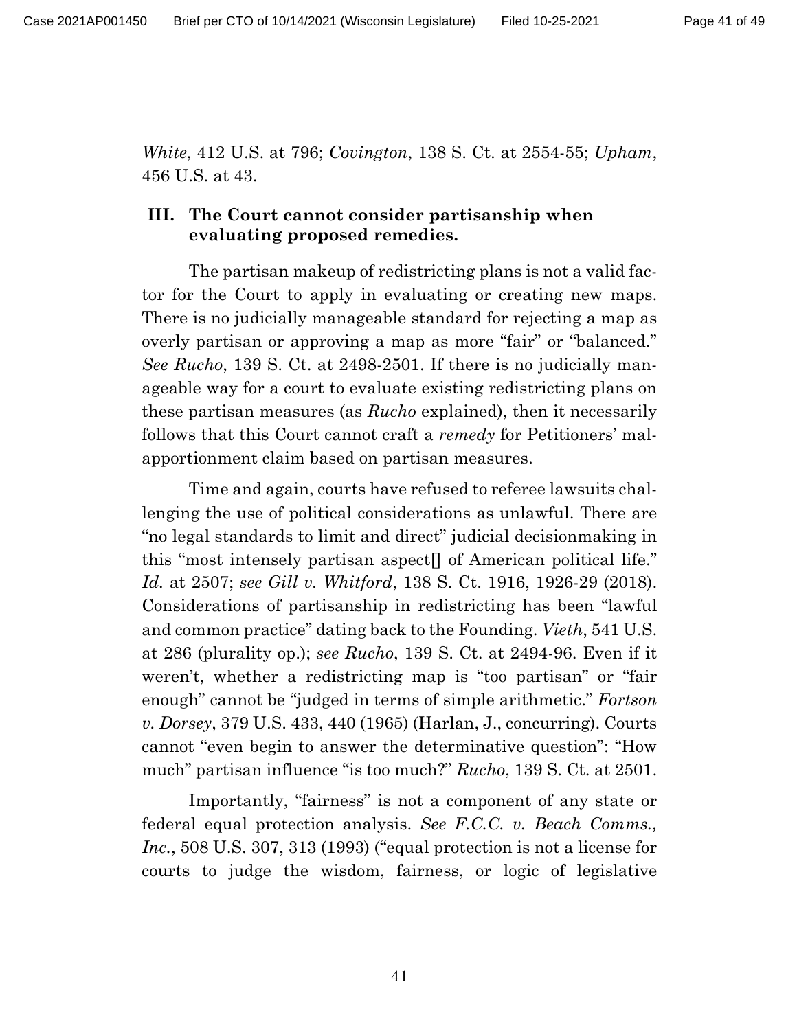*White*, 412 U.S. at 796; *Covington*, 138 S. Ct. at 2554-55; *Upham*, 456 U.S. at 43.

## III. The Court cannot consider partisanship when evaluating proposed remedies.

The partisan makeup of redistricting plans is not a valid factor for the Court to apply in evaluating or creating new maps. There is no judicially manageable standard for rejecting a map as overly partisan or approving a map as more "fair" or "balanced." *See Rucho*, 139 S. Ct. at 2498-2501. If there is no judicially manageable way for a court to evaluate existing redistricting plans on these partisan measures (as *Rucho* explained), then it necessarily follows that this Court cannot craft a *remedy* for Petitioners' malapportionment claim based on partisan measures.

Time and again, courts have refused to referee lawsuits challenging the use of political considerations as unlawful. There are "no legal standards to limit and direct" judicial decisionmaking in this "most intensely partisan aspect[] of American political life." *Id.* at 2507; *see Gill v. Whitford*, 138 S. Ct. 1916, 1926-29 (2018). Considerations of partisanship in redistricting has been "lawful and common practice" dating back to the Founding. *Vieth*, 541 U.S. at 286 (plurality op.); *see Rucho*, 139 S. Ct. at 2494-96. Even if it weren't, whether a redistricting map is "too partisan" or "fair enough" cannot be "judged in terms of simple arithmetic." *Fortson v. Dorsey*, 379 U.S. 433, 440 (1965) (Harlan, J., concurring). Courts cannot "even begin to answer the determinative question": "How much" partisan influence "is too much?" *Rucho*, 139 S. Ct. at 2501.

Importantly, "fairness" is not a component of any state or federal equal protection analysis. *See F.C.C. v. Beach Comms., Inc.*, 508 U.S. 307, 313 (1993) ("equal protection is not a license for courts to judge the wisdom, fairness, or logic of legislative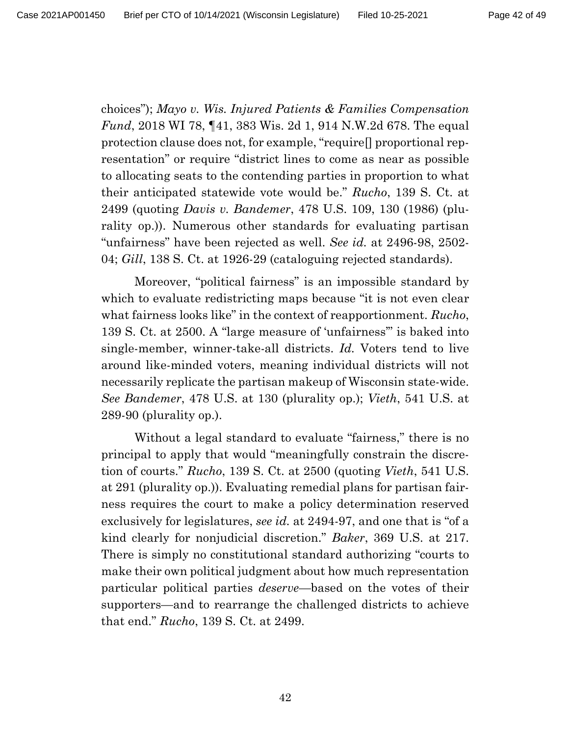choices"); *Mayo v. Wis. Injured Patients & Families Compensation Fund*, 2018 WI 78, ¶41, 383 Wis. 2d 1, 914 N.W.2d 678. The equal protection clause does not, for example, "require[] proportional representation" or require "district lines to come as near as possible to allocating seats to the contending parties in proportion to what their anticipated statewide vote would be." *Rucho*, 139 S. Ct. at 2499 (quoting *Davis v. Bandemer*, 478 U.S. 109, 130 (1986) (plurality op.)). Numerous other standards for evaluating partisan "unfairness" have been rejected as well. *See id.* at 2496-98, 2502-04; *Gill*, 138 S. Ct. at 1926-29 (cataloguing rejected standards).

Moreover, "political fairness" is an impossible standard by which to evaluate redistricting maps because "it is not even clear what fairness looks like" in the context of reapportionment. *Rucho*, 139 S. Ct. at 2500. A "large measure of 'unfairness'" is baked into single-member, winner-take-all districts. *Id.* Voters tend to live around like-minded voters, meaning individual districts will not necessarily replicate the partisan makeup of Wisconsin state-wide. *See Bandemer*, 478 U.S. at 130 (plurality op.); *Vieth*, 541 U.S. at 289-90 (plurality op.).

Without a legal standard to evaluate "fairness," there is no principal to apply that would "meaningfully constrain the discretion of courts." *Rucho*, 139 S. Ct. at 2500 (quoting *Vieth*, 541 U.S. at 291 (plurality op.)). Evaluating remedial plans for partisan fairness requires the court to make a policy determination reserved exclusively for legislatures, *see id.* at 2494-97, and one that is "of a kind clearly for nonjudicial discretion." *Baker*, 369 U.S. at 217. There is simply no constitutional standard authorizing "courts to make their own political judgment about how much representation particular political parties *deserve*—based on the votes of their supporters—and to rearrange the challenged districts to achieve that end." *Rucho*, 139 S. Ct. at 2499.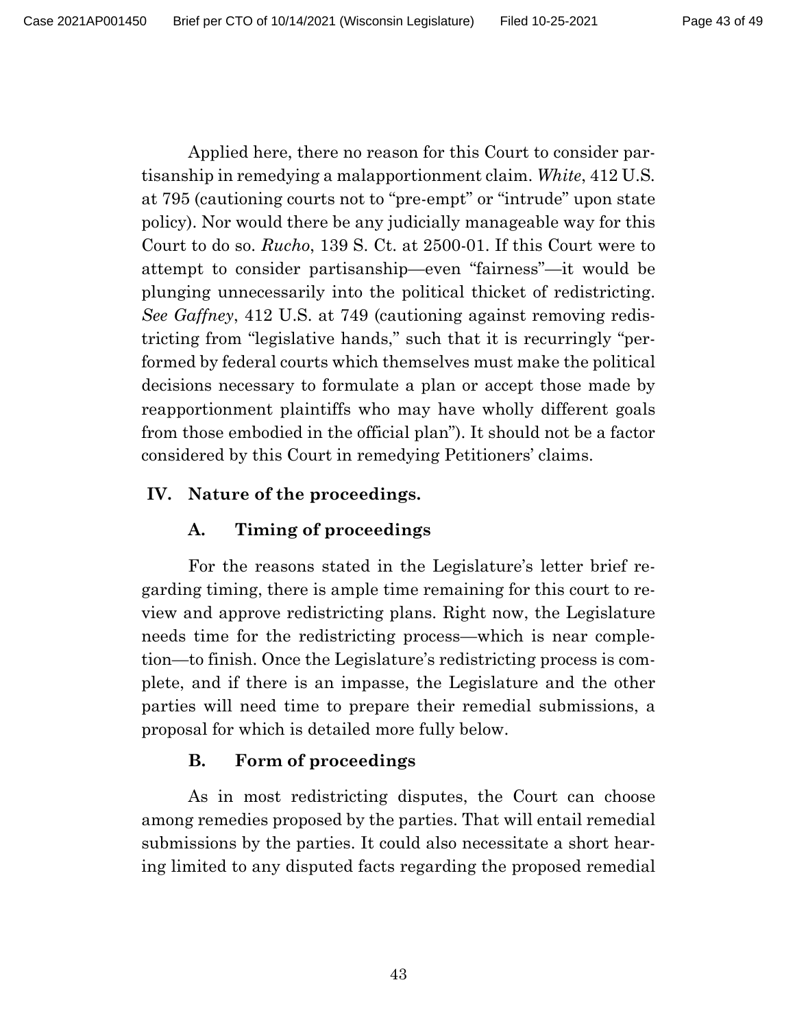Applied here, there no reason for this Court to consider partisanship in remedying a malapportionment claim. *White*, 412 U.S. at 795 (cautioning courts not to "pre-empt" or "intrude" upon state policy). Nor would there be any judicially manageable way for this Court to do so. *Rucho*, 139 S. Ct. at 2500-01. If this Court were to attempt to consider partisanship—even "fairness"—it would be plunging unnecessarily into the political thicket of redistricting. *See Gaffney*, 412 U.S. at 749 (cautioning against removing redistricting from "legislative hands," such that it is recurringly "performed by federal courts which themselves must make the political decisions necessary to formulate a plan or accept those made by reapportionment plaintiffs who may have wholly different goals from those embodied in the official plan"). It should not be a factor considered by this Court in remedying Petitioners' claims.

## IV. Nature of the proceedings.

### A. Timing of proceedings

For the reasons stated in the Legislature's letter brief regarding timing, there is ample time remaining for this court to review and approve redistricting plans. Right now, the Legislature needs time for the redistricting process—which is near completion—to finish. Once the Legislature's redistricting process is complete, and if there is an impasse, the Legislature and the other parties will need time to prepare their remedial submissions, a proposal for which is detailed more fully below.

### B. Form of proceedings

As in most redistricting disputes, the Court can choose among remedies proposed by the parties. That will entail remedial submissions by the parties. It could also necessitate a short hearing limited to any disputed facts regarding the proposed remedial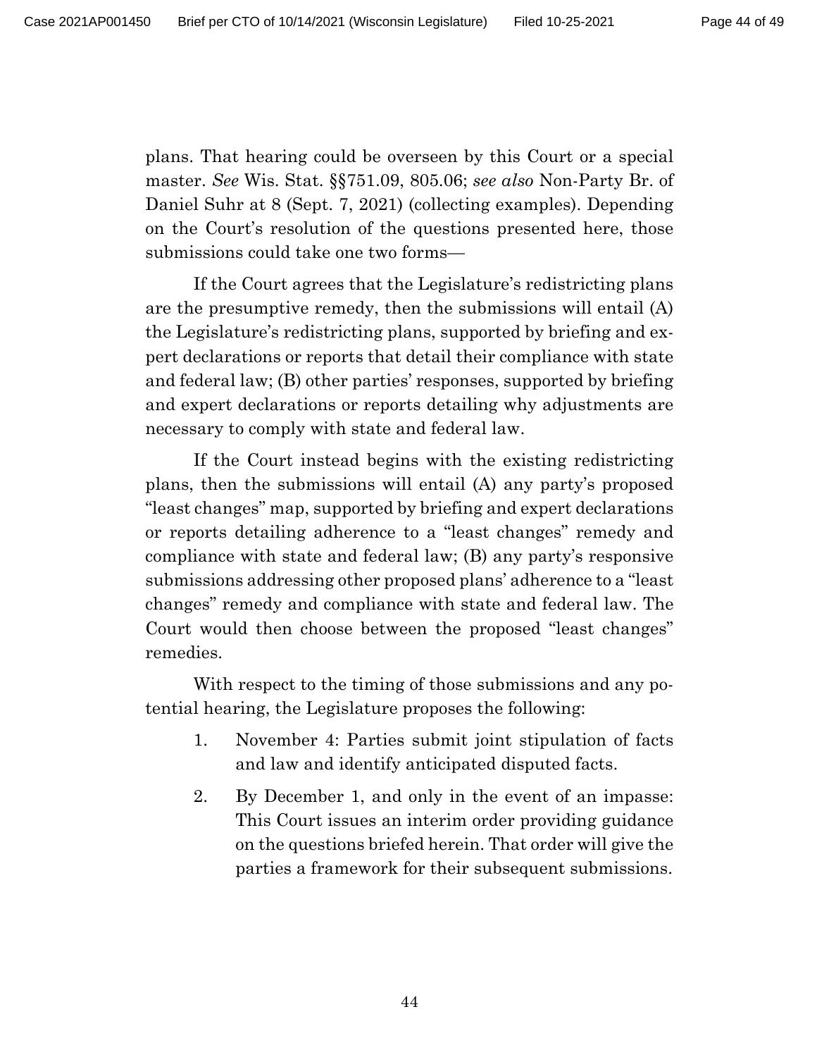plans. That hearing could be overseen by this Court or a special master. *See* Wis. Stat. §§751.09, 805.06; *see also* Non-Party Br. of Daniel Suhr at 8 (Sept. 7, 2021) (collecting examples). Depending on the Court's resolution of the questions presented here, those submissions could take one two forms—

If the Court agrees that the Legislature's redistricting plans are the presumptive remedy, then the submissions will entail (A) the Legislature's redistricting plans, supported by briefing and expert declarations or reports that detail their compliance with state and federal law; (B) other parties' responses, supported by briefing and expert declarations or reports detailing why adjustments are necessary to comply with state and federal law.

If the Court instead begins with the existing redistricting plans, then the submissions will entail (A) any party's proposed "least changes" map, supported by briefing and expert declarations or reports detailing adherence to a "least changes" remedy and compliance with state and federal law; (B) any party's responsive submissions addressing other proposed plans' adherence to a "least changes" remedy and compliance with state and federal law. The Court would then choose between the proposed "least changes" remedies.

With respect to the timing of those submissions and any potential hearing, the Legislature proposes the following:

1. November 4: Parties submit joint stipulation of facts and law and identify anticipated disputed facts.
2. By December 1, and only in the event of an impasse: This Court issues an interim order providing guidance on the questions briefed herein. That order will give the parties a framework for their subsequent submissions.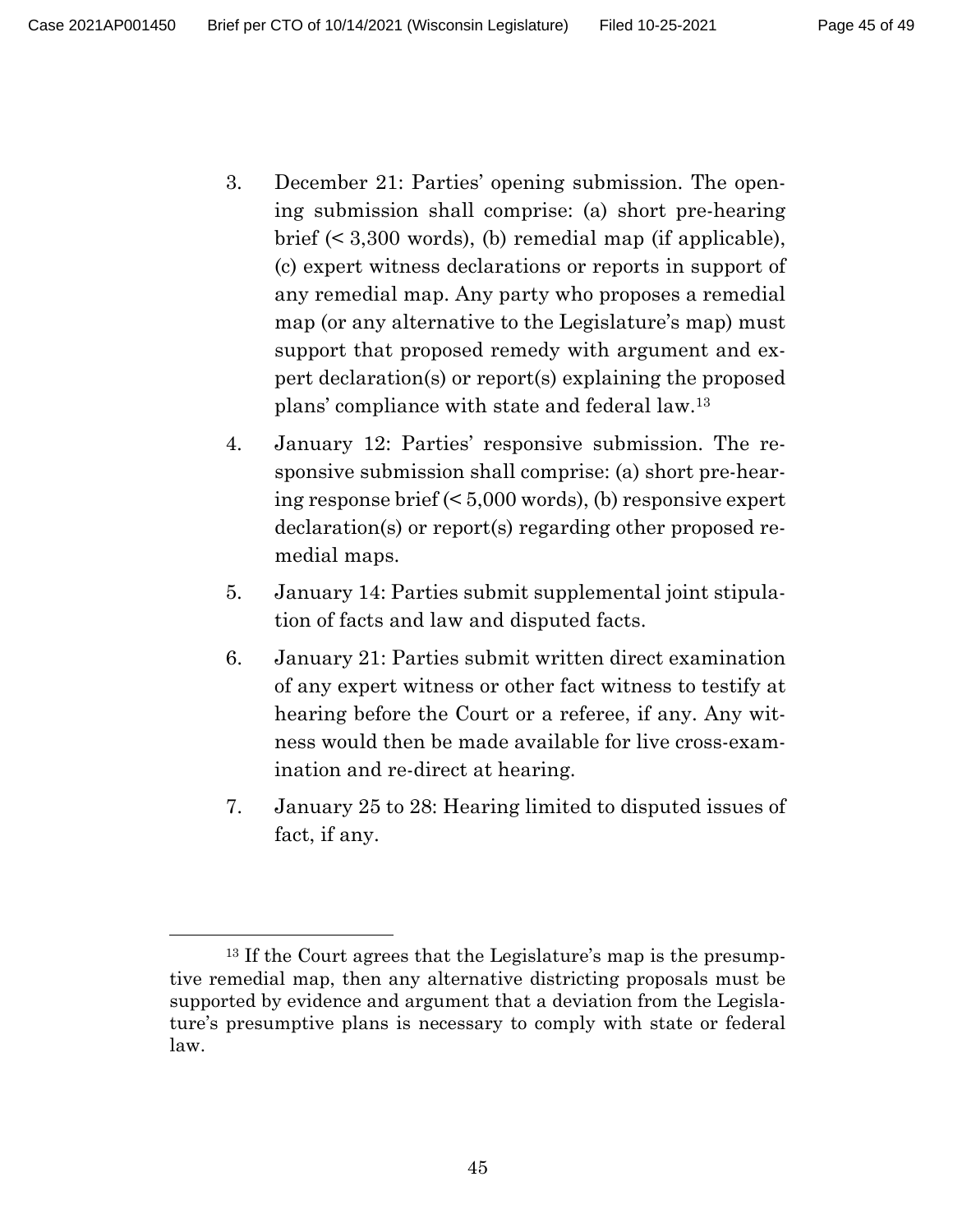3. December 21: Parties' opening submission. The opening submission shall comprise: (a) short pre-hearing brief (< 3,300 words), (b) remedial map (if applicable), (c) expert witness declarations or reports in support of any remedial map. Any party who proposes a remedial map (or any alternative to the Legislature's map) must support that proposed remedy with argument and expert declaration(s) or report(s) explaining the proposed plans' compliance with state and federal law.[13]

4. January 12: Parties' responsive submission. The responsive submission shall comprise: (a) short pre-hearing response brief (< 5,000 words), (b) responsive expert declaration(s) or report(s) regarding other proposed remedial maps.

5. January 14: Parties submit supplemental joint stipulation of facts and law and disputed facts.

6. January 21: Parties submit written direct examination of any expert witness or other fact witness to testify at hearing before the Court or a referee, if any. Any witness would then be made available for live cross-examination and re-direct at hearing.

7. January 25 to 28: Hearing limited to disputed issues of fact, if any.

---

[13] If the Court agrees that the Legislature's map is the presumptive remedial map, then any alternative districting proposals must be supported by evidence and argument that a deviation from the Legislature's presumptive plans is necessary to comply with state or federal law.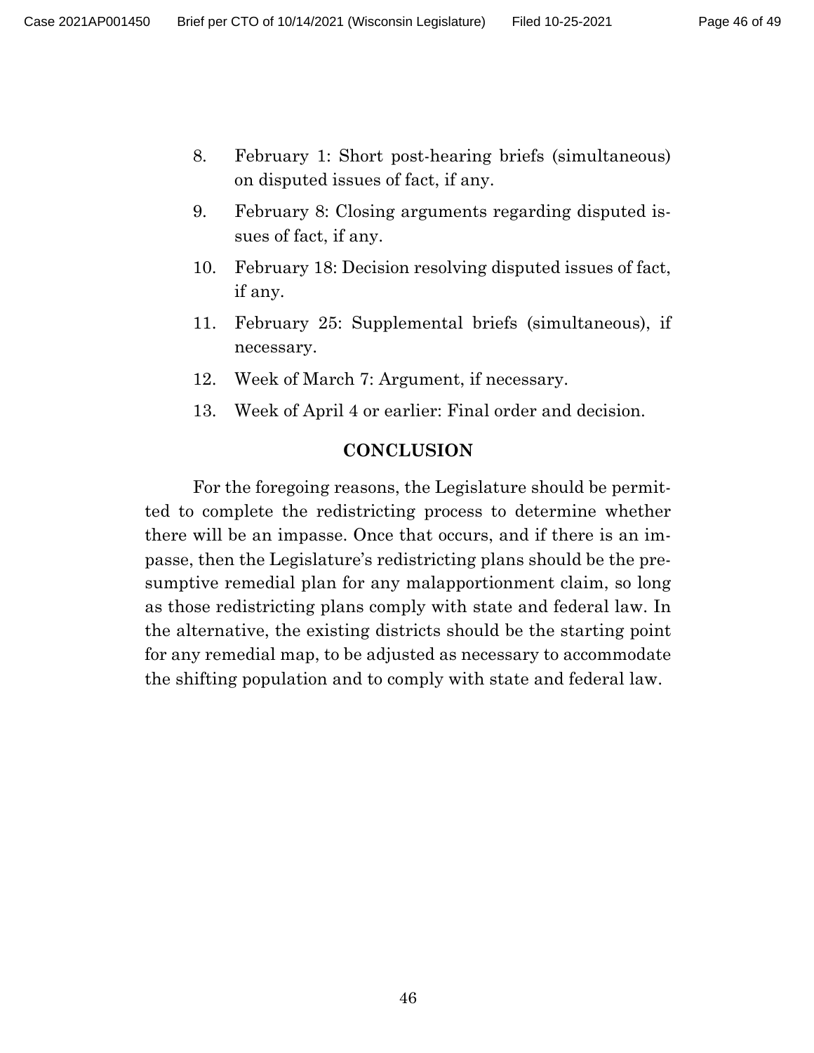8. February 1: Short post-hearing briefs (simultaneous) on disputed issues of fact, if any.
9. February 8: Closing arguments regarding disputed issues of fact, if any.
10. February 18: Decision resolving disputed issues of fact, if any.
11. February 25: Supplemental briefs (simultaneous), if necessary.
12. Week of March 7: Argument, if necessary.
13. Week of April 4 or earlier: Final order and decision.

## CONCLUSION

For the foregoing reasons, the Legislature should be permitted to complete the redistricting process to determine whether there will be an impasse. Once that occurs, and if there is an impasse, then the Legislature's redistricting plans should be the presumptive remedial plan for any malapportionment claim, so long as those redistricting plans comply with state and federal law. In the alternative, the existing districts should be the starting point for any remedial map, to be adjusted as necessary to accommodate the shifting population and to comply with state and federal law.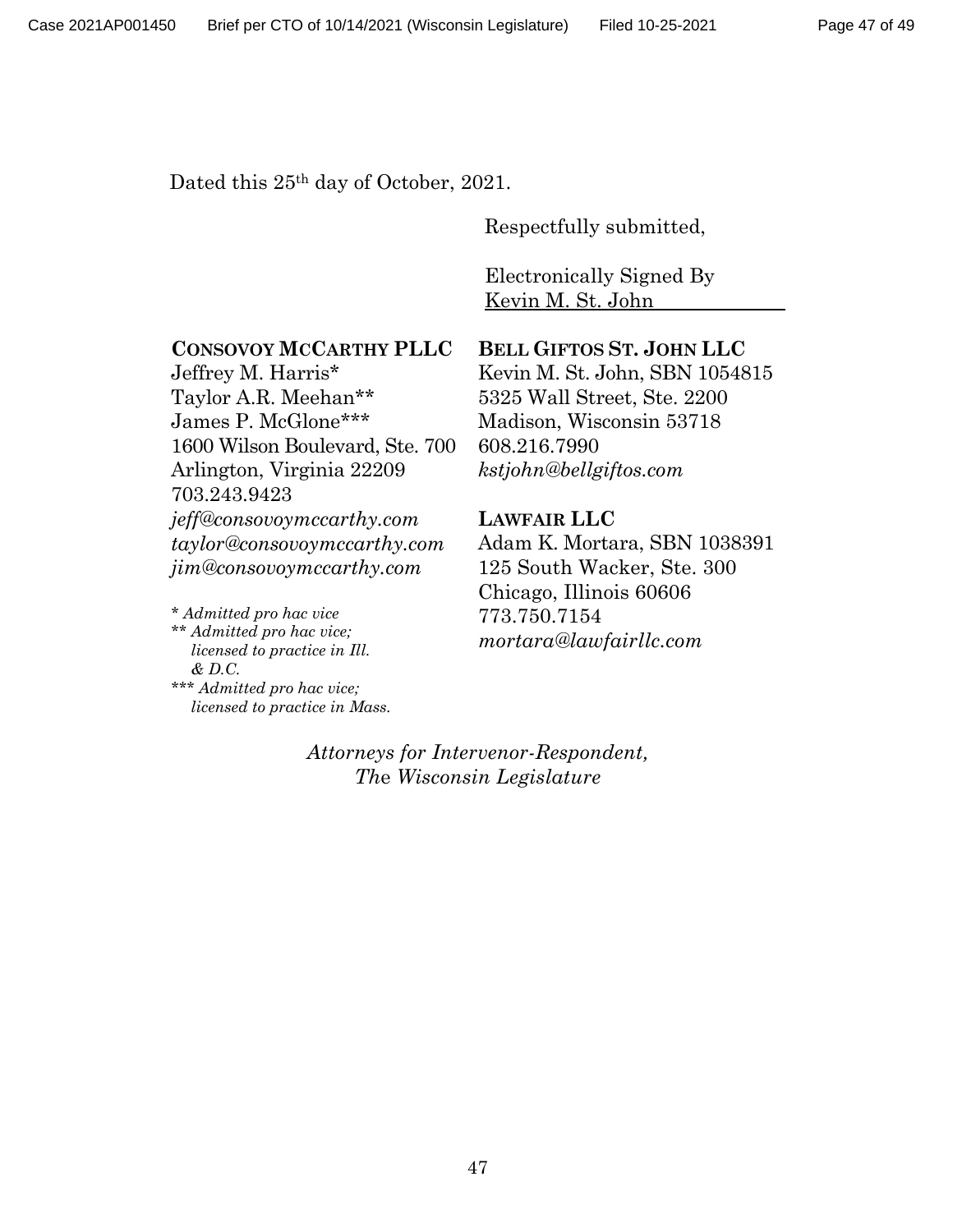Dated this 25th day of October, 2021.

Respectfully submitted,

Electronically Signed By
Kevin M. St. John

**CONSOVOY MCCARTHY PLLC**
Jeffrey M. Harris*
Taylor A.R. Meehan**
James P. McGlone***
1600 Wilson Boulevard, Ste. 700
Arlington, Virginia 22209
703.243.9423
*jeff@consovoymccarthy.com*
*taylor@consovoymccarthy.com*
*jim@consovoymccarthy.com*

\* *Admitted pro hac vice*
\*\* *Admitted pro hac vice; licensed to practice in Ill. & D.C.*
\*\*\* *Admitted pro hac vice; licensed to practice in Mass.*

**BELL GIFTOS ST. JOHN LLC**
Kevin M. St. John, SBN 1054815
5325 Wall Street, Ste. 2200
Madison, Wisconsin 53718
608.216.7990
*kstjohn@bellgiftos.com*

**LAWFAIR LLC**
Adam K. Mortara, SBN 1038391
125 South Wacker, Ste. 300
Chicago, Illinois 60606
773.750.7154
*mortara@lawfairllc.com*

*Attorneys for Intervenor-Respondent,*
*The Wisconsin Legislature*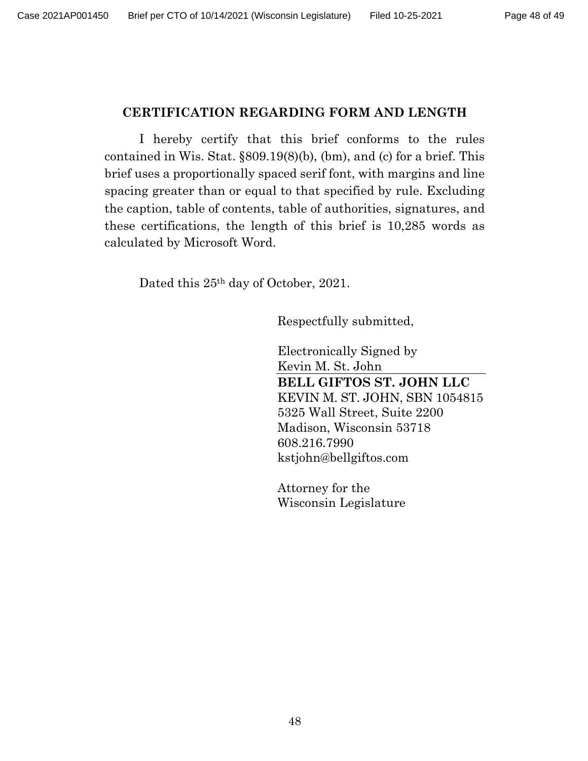## CERTIFICATION REGARDING FORM AND LENGTH

I hereby certify that this brief conforms to the rules contained in Wis. Stat. §809.19(8)(b), (bm), and (c) for a brief. This brief uses a proportionally spaced serif font, with margins and line spacing greater than or equal to that specified by rule. Excluding the caption, table of contents, table of authorities, signatures, and these certifications, the length of this brief is 10,285 words as calculated by Microsoft Word.

Dated this 25th day of October, 2021.

Respectfully submitted,

Electronically Signed by
Kevin M. St. John

**BELL GIFTOS ST. JOHN LLC**
KEVIN M. ST. JOHN, SBN 1054815
5325 Wall Street, Suite 2200
Madison, Wisconsin 53718
608.216.7990
kstjohn@bellgiftos.com

Attorney for the
Wisconsin Legislature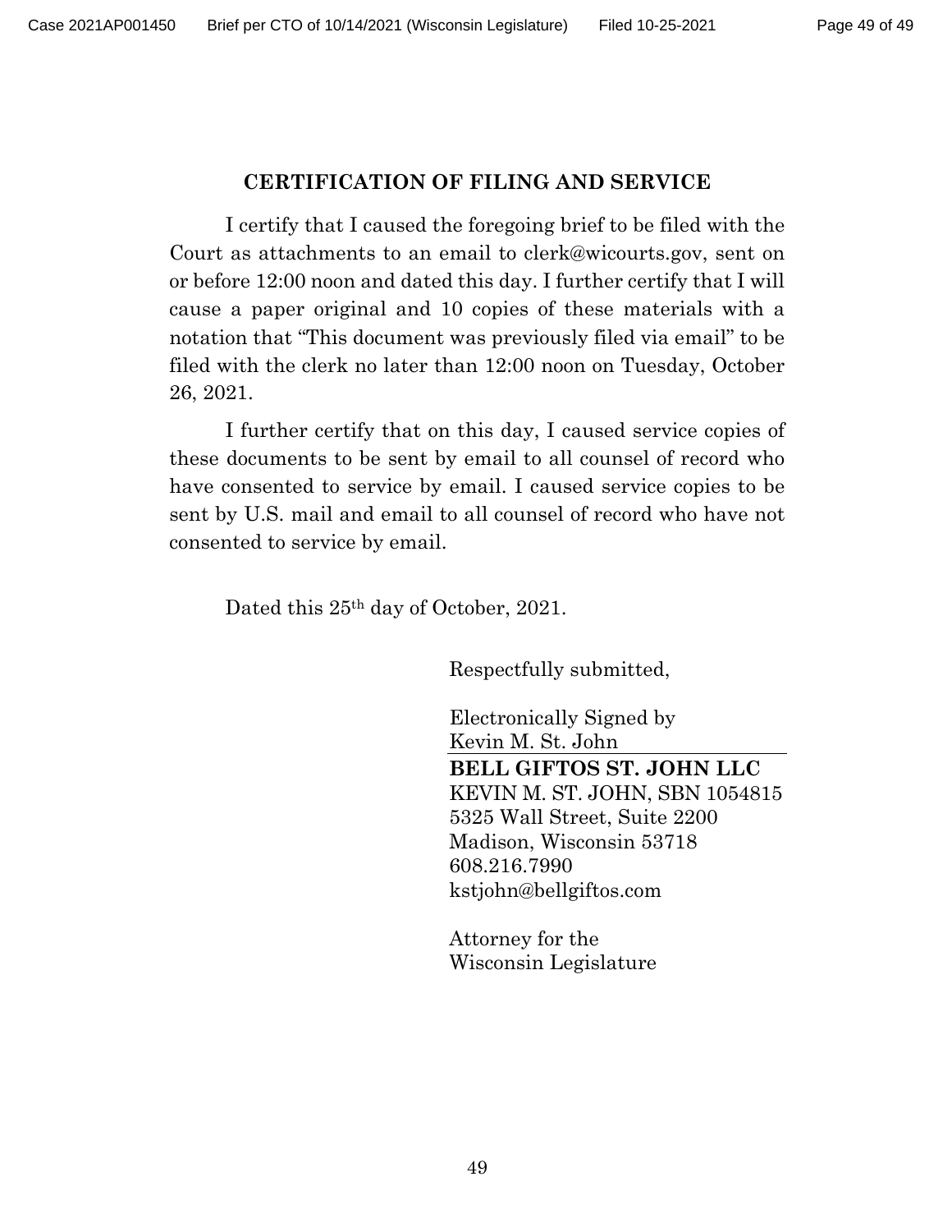## CERTIFICATION OF FILING AND SERVICE

I certify that I caused the foregoing brief to be filed with the Court as attachments to an email to clerk@wicourts.gov, sent on or before 12:00 noon and dated this day. I further certify that I will cause a paper original and 10 copies of these materials with a notation that "This document was previously filed via email" to be filed with the clerk no later than 12:00 noon on Tuesday, October 26, 2021.

I further certify that on this day, I caused service copies of these documents to be sent by email to all counsel of record who have consented to service by email. I caused service copies to be sent by U.S. mail and email to all counsel of record who have not consented to service by email.

Dated this 25th day of October, 2021.

Respectfully submitted,

Electronically Signed by
Kevin M. St. John

**BELL GIFTOS ST. JOHN LLC**
KEVIN M. ST. JOHN, SBN 1054815
5325 Wall Street, Suite 2200
Madison, Wisconsin 53718
608.216.7990
kstjohn@bellgiftos.com

Attorney for the
Wisconsin Legislature